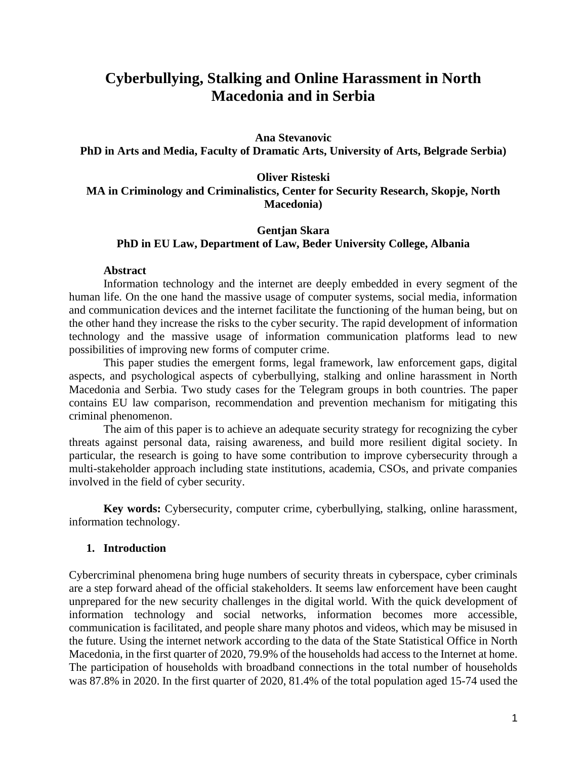# Cyberbullying, Stalking and Online Harassment in North Macedonia and in Serbia

**Ana Stevanovic**
**PhD in Arts and Media, Faculty of Dramatic Arts, University of Arts, Belgrade Serbia)**

**Oliver Risteski**
**MA in Criminology and Criminalistics, Center for Security Research, Skopje, North Macedonia)**

**Gentjan Skara**
**PhD in EU Law, Department of Law, Beder University College, Albania**

**Abstract**

Information technology and the internet are deeply embedded in every segment of the human life. On the one hand the massive usage of computer systems, social media, information and communication devices and the internet facilitate the functioning of the human being, but on the other hand they increase the risks to the cyber security. The rapid development of information technology and the massive usage of information communication platforms lead to new possibilities of improving new forms of computer crime.

This paper studies the emergent forms, legal framework, law enforcement gaps, digital aspects, and psychological aspects of cyberbullying, stalking and online harassment in North Macedonia and Serbia. Two study cases for the Telegram groups in both countries. The paper contains EU law comparison, recommendation and prevention mechanism for mitigating this criminal phenomenon.

The aim of this paper is to achieve an adequate security strategy for recognizing the cyber threats against personal data, raising awareness, and build more resilient digital society. In particular, the research is going to have some contribution to improve cybersecurity through a multi-stakeholder approach including state institutions, academia, CSOs, and private companies involved in the field of cyber security.

**Key words:** Cybersecurity, computer crime, cyberbullying, stalking, online harassment, information technology.

## 1. Introduction

Cybercriminal phenomena bring huge numbers of security threats in cyberspace, cyber criminals are a step forward ahead of the official stakeholders. It seems law enforcement have been caught unprepared for the new security challenges in the digital world. With the quick development of information technology and social networks, information becomes more accessible, communication is facilitated, and people share many photos and videos, which may be misused in the future. Using the internet network according to the data of the State Statistical Office in North Macedonia, in the first quarter of 2020, 79.9% of the households had access to the Internet at home. The participation of households with broadband connections in the total number of households was 87.8% in 2020. In the first quarter of 2020, 81.4% of the total population aged 15-74 used the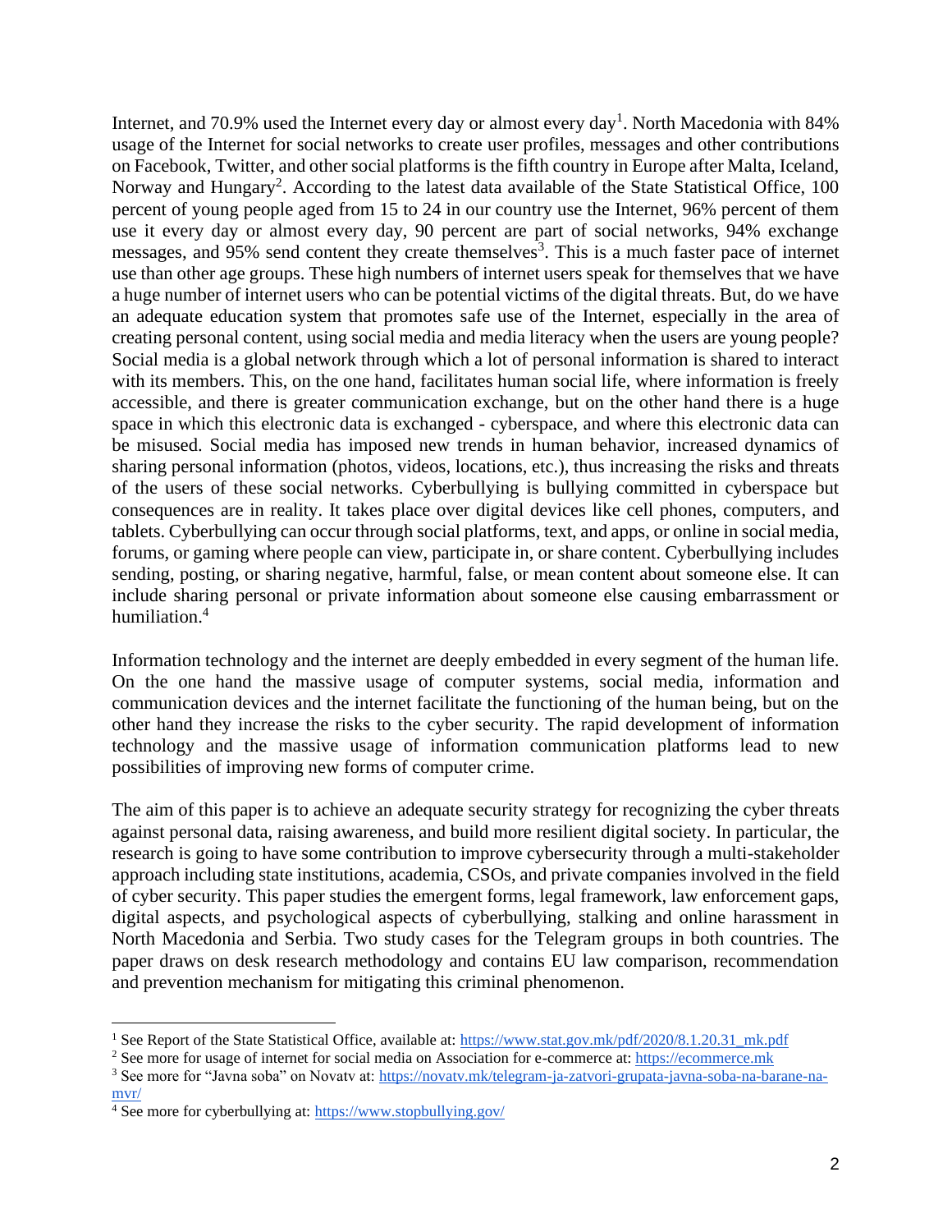Internet, and 70.9% used the Internet every day or almost every day[1]. North Macedonia with 84% usage of the Internet for social networks to create user profiles, messages and other contributions on Facebook, Twitter, and other social platforms is the fifth country in Europe after Malta, Iceland, Norway and Hungary[2]. According to the latest data available of the State Statistical Office, 100 percent of young people aged from 15 to 24 in our country use the Internet, 96% percent of them use it every day or almost every day, 90 percent are part of social networks, 94% exchange messages, and 95% send content they create themselves[3]. This is a much faster pace of internet use than other age groups. These high numbers of internet users speak for themselves that we have a huge number of internet users who can be potential victims of the digital threats. But, do we have an adequate education system that promotes safe use of the Internet, especially in the area of creating personal content, using social media and media literacy when the users are young people? Social media is a global network through which a lot of personal information is shared to interact with its members. This, on the one hand, facilitates human social life, where information is freely accessible, and there is greater communication exchange, but on the other hand there is a huge space in which this electronic data is exchanged - cyberspace, and where this electronic data can be misused. Social media has imposed new trends in human behavior, increased dynamics of sharing personal information (photos, videos, locations, etc.), thus increasing the risks and threats of the users of these social networks. Cyberbullying is bullying committed in cyberspace but consequences are in reality. It takes place over digital devices like cell phones, computers, and tablets. Cyberbullying can occur through social platforms, text, and apps, or online in social media, forums, or gaming where people can view, participate in, or share content. Cyberbullying includes sending, posting, or sharing negative, harmful, false, or mean content about someone else. It can include sharing personal or private information about someone else causing embarrassment or humiliation.[4]

Information technology and the internet are deeply embedded in every segment of the human life. On the one hand the massive usage of computer systems, social media, information and communication devices and the internet facilitate the functioning of the human being, but on the other hand they increase the risks to the cyber security. The rapid development of information technology and the massive usage of information communication platforms lead to new possibilities of improving new forms of computer crime.

The aim of this paper is to achieve an adequate security strategy for recognizing the cyber threats against personal data, raising awareness, and build more resilient digital society. In particular, the research is going to have some contribution to improve cybersecurity through a multi-stakeholder approach including state institutions, academia, CSOs, and private companies involved in the field of cyber security. This paper studies the emergent forms, legal framework, law enforcement gaps, digital aspects, and psychological aspects of cyberbullying, stalking and online harassment in North Macedonia and Serbia. Two study cases for the Telegram groups in both countries. The paper draws on desk research methodology and contains EU law comparison, recommendation and prevention mechanism for mitigating this criminal phenomenon.

---

[1] See Report of the State Statistical Office, available at: https://www.stat.gov.mk/pdf/2020/8.1.20.31_mk.pdf

[2] See more for usage of internet for social media on Association for e-commerce at: https://ecommerce.mk

[3] See more for "Javna soba" on Novatv at: https://novatv.mk/telegram-ja-zatvori-grupata-javna-soba-na-barane-na-mvr/

[4] See more for cyberbullying at: https://www.stopbullying.gov/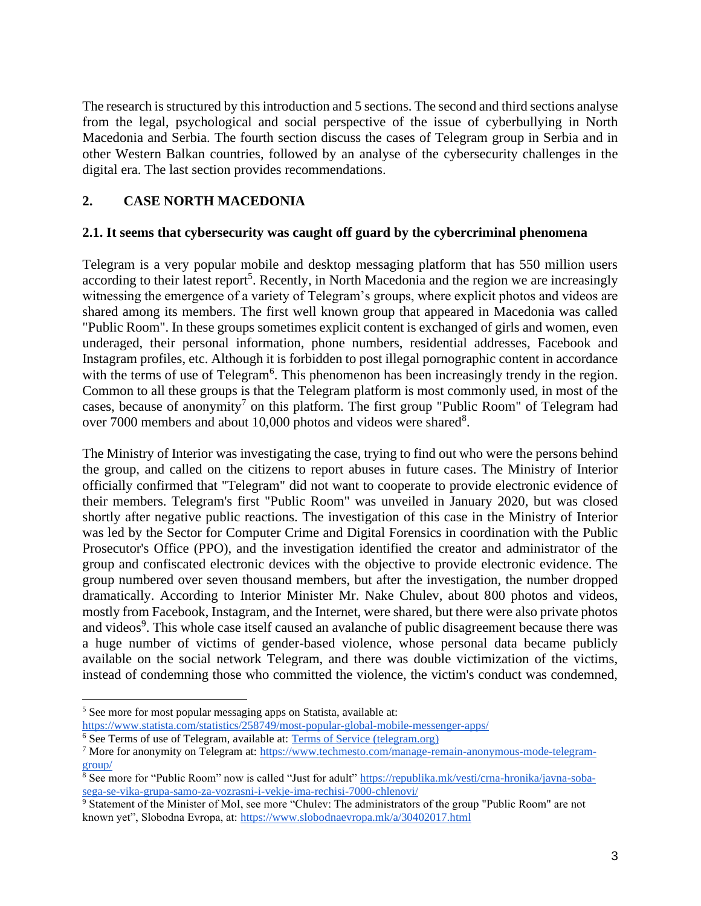The research is structured by this introduction and 5 sections. The second and third sections analyse from the legal, psychological and social perspective of the issue of cyberbullying in North Macedonia and Serbia. The fourth section discuss the cases of Telegram group in Serbia and in other Western Balkan countries, followed by an analyse of the cybersecurity challenges in the digital era. The last section provides recommendations.

## 2. CASE NORTH MACEDONIA

### 2.1. It seems that cybersecurity was caught off guard by the cybercriminal phenomena

Telegram is a very popular mobile and desktop messaging platform that has 550 million users according to their latest report[5]. Recently, in North Macedonia and the region we are increasingly witnessing the emergence of a variety of Telegram's groups, where explicit photos and videos are shared among its members. The first well known group that appeared in Macedonia was called "Public Room". In these groups sometimes explicit content is exchanged of girls and women, even underaged, their personal information, phone numbers, residential addresses, Facebook and Instagram profiles, etc. Although it is forbidden to post illegal pornographic content in accordance with the terms of use of Telegram[6]. This phenomenon has been increasingly trendy in the region. Common to all these groups is that the Telegram platform is most commonly used, in most of the cases, because of anonymity[7] on this platform. The first group "Public Room" of Telegram had over 7000 members and about 10,000 photos and videos were shared[8].

The Ministry of Interior was investigating the case, trying to find out who were the persons behind the group, and called on the citizens to report abuses in future cases. The Ministry of Interior officially confirmed that "Telegram" did not want to cooperate to provide electronic evidence of their members. Telegram's first "Public Room" was unveiled in January 2020, but was closed shortly after negative public reactions. The investigation of this case in the Ministry of Interior was led by the Sector for Computer Crime and Digital Forensics in coordination with the Public Prosecutor's Office (PPO), and the investigation identified the creator and administrator of the group and confiscated electronic devices with the objective to provide electronic evidence. The group numbered over seven thousand members, but after the investigation, the number dropped dramatically. According to Interior Minister Mr. Nake Chulev, about 800 photos and videos, mostly from Facebook, Instagram, and the Internet, were shared, but there were also private photos and videos[9]. This whole case itself caused an avalanche of public disagreement because there was a huge number of victims of gender-based violence, whose personal data became publicly available on the social network Telegram, and there was double victimization of the victims, instead of condemning those who committed the violence, the victim's conduct was condemned,

---

[5] See more for most popular messaging apps on Statista, available at: https://www.statista.com/statistics/258749/most-popular-global-mobile-messenger-apps/

[6] See Terms of use of Telegram, available at: Terms of Service (telegram.org)

[7] More for anonymity on Telegram at: https://www.techmesto.com/manage-remain-anonymous-mode-telegram-group/

[8] See more for "Public Room" now is called "Just for adult" https://republika.mk/vesti/crna-hronika/javna-soba-sega-se-vika-grupa-samo-za-vozrasni-i-vekje-ima-rechisi-7000-chlenovi/

[9] Statement of the Minister of MoI, see more "Chulev: The administrators of the group "Public Room" are not known yet", Slobodna Evropa, at: https://www.slobodnaevropa.mk/a/30402017.html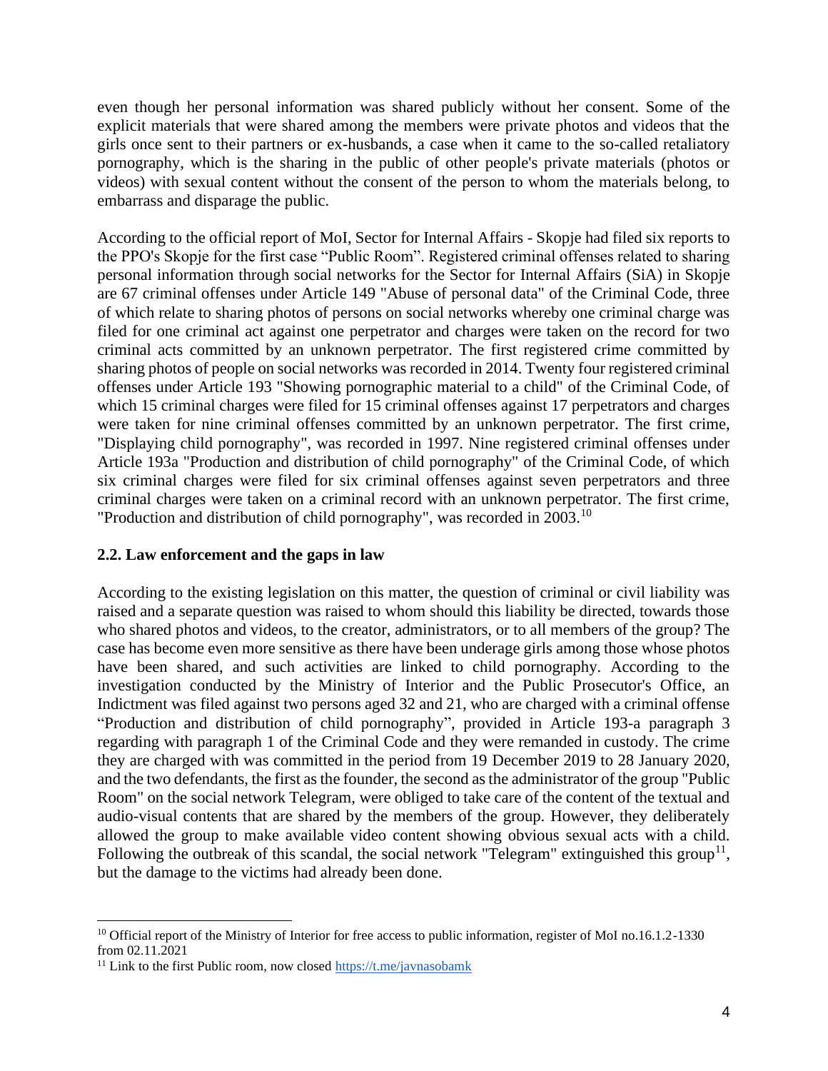even though her personal information was shared publicly without her consent. Some of the explicit materials that were shared among the members were private photos and videos that the girls once sent to their partners or ex-husbands, a case when it came to the so-called retaliatory pornography, which is the sharing in the public of other people's private materials (photos or videos) with sexual content without the consent of the person to whom the materials belong, to embarrass and disparage the public.

According to the official report of MoI, Sector for Internal Affairs - Skopje had filed six reports to the PPO's Skopje for the first case "Public Room". Registered criminal offenses related to sharing personal information through social networks for the Sector for Internal Affairs (SiA) in Skopje are 67 criminal offenses under Article 149 "Abuse of personal data" of the Criminal Code, three of which relate to sharing photos of persons on social networks whereby one criminal charge was filed for one criminal act against one perpetrator and charges were taken on the record for two criminal acts committed by an unknown perpetrator. The first registered crime committed by sharing photos of people on social networks was recorded in 2014. Twenty four registered criminal offenses under Article 193 "Showing pornographic material to a child" of the Criminal Code, of which 15 criminal charges were filed for 15 criminal offenses against 17 perpetrators and charges were taken for nine criminal offenses committed by an unknown perpetrator. The first crime, "Displaying child pornography", was recorded in 1997. Nine registered criminal offenses under Article 193a "Production and distribution of child pornography" of the Criminal Code, of which six criminal charges were filed for six criminal offenses against seven perpetrators and three criminal charges were taken on a criminal record with an unknown perpetrator. The first crime, "Production and distribution of child pornography", was recorded in 2003.[10]

## 2.2. Law enforcement and the gaps in law

According to the existing legislation on this matter, the question of criminal or civil liability was raised and a separate question was raised to whom should this liability be directed, towards those who shared photos and videos, to the creator, administrators, or to all members of the group? The case has become even more sensitive as there have been underage girls among those whose photos have been shared, and such activities are linked to child pornography. According to the investigation conducted by the Ministry of Interior and the Public Prosecutor's Office, an Indictment was filed against two persons aged 32 and 21, who are charged with a criminal offense "Production and distribution of child pornography", provided in Article 193-a paragraph 3 regarding with paragraph 1 of the Criminal Code and they were remanded in custody. The crime they are charged with was committed in the period from 19 December 2019 to 28 January 2020, and the two defendants, the first as the founder, the second as the administrator of the group "Public Room" on the social network Telegram, were obliged to take care of the content of the textual and audio-visual contents that are shared by the members of the group. However, they deliberately allowed the group to make available video content showing obvious sexual acts with a child. Following the outbreak of this scandal, the social network "Telegram" extinguished this group[11], but the damage to the victims had already been done.

---

[10] Official report of the Ministry of Interior for free access to public information, register of MoI no.16.1.2-1330 from 02.11.2021

[11] Link to the first Public room, now closed https://t.me/javnasobamk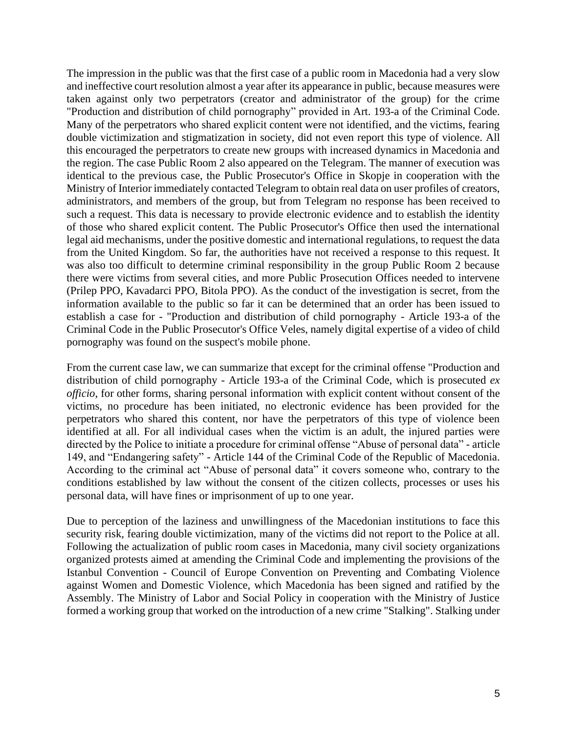The impression in the public was that the first case of a public room in Macedonia had a very slow and ineffective court resolution almost a year after its appearance in public, because measures were taken against only two perpetrators (creator and administrator of the group) for the crime "Production and distribution of child pornography" provided in Art. 193-a of the Criminal Code. Many of the perpetrators who shared explicit content were not identified, and the victims, fearing double victimization and stigmatization in society, did not even report this type of violence. All this encouraged the perpetrators to create new groups with increased dynamics in Macedonia and the region. The case Public Room 2 also appeared on the Telegram. The manner of execution was identical to the previous case, the Public Prosecutor's Office in Skopje in cooperation with the Ministry of Interior immediately contacted Telegram to obtain real data on user profiles of creators, administrators, and members of the group, but from Telegram no response has been received to such a request. This data is necessary to provide electronic evidence and to establish the identity of those who shared explicit content. The Public Prosecutor's Office then used the international legal aid mechanisms, under the positive domestic and international regulations, to request the data from the United Kingdom. So far, the authorities have not received a response to this request. It was also too difficult to determine criminal responsibility in the group Public Room 2 because there were victims from several cities, and more Public Prosecution Offices needed to intervene (Prilep PPO, Kavadarci PPO, Bitola PPO). As the conduct of the investigation is secret, from the information available to the public so far it can be determined that an order has been issued to establish a case for - "Production and distribution of child pornography - Article 193-a of the Criminal Code in the Public Prosecutor's Office Veles, namely digital expertise of a video of child pornography was found on the suspect's mobile phone.

From the current case law, we can summarize that except for the criminal offense "Production and distribution of child pornography - Article 193-a of the Criminal Code, which is prosecuted *ex officio*, for other forms, sharing personal information with explicit content without consent of the victims, no procedure has been initiated, no electronic evidence has been provided for the perpetrators who shared this content, nor have the perpetrators of this type of violence been identified at all. For all individual cases when the victim is an adult, the injured parties were directed by the Police to initiate a procedure for criminal offense "Abuse of personal data" - article 149, and "Endangering safety" - Article 144 of the Criminal Code of the Republic of Macedonia. According to the criminal act "Abuse of personal data" it covers someone who, contrary to the conditions established by law without the consent of the citizen collects, processes or uses his personal data, will have fines or imprisonment of up to one year.

Due to perception of the laziness and unwillingness of the Macedonian institutions to face this security risk, fearing double victimization, many of the victims did not report to the Police at all. Following the actualization of public room cases in Macedonia, many civil society organizations organized protests aimed at amending the Criminal Code and implementing the provisions of the Istanbul Convention - Council of Europe Convention on Preventing and Combating Violence against Women and Domestic Violence, which Macedonia has been signed and ratified by the Assembly. The Ministry of Labor and Social Policy in cooperation with the Ministry of Justice formed a working group that worked on the introduction of a new crime "Stalking". Stalking under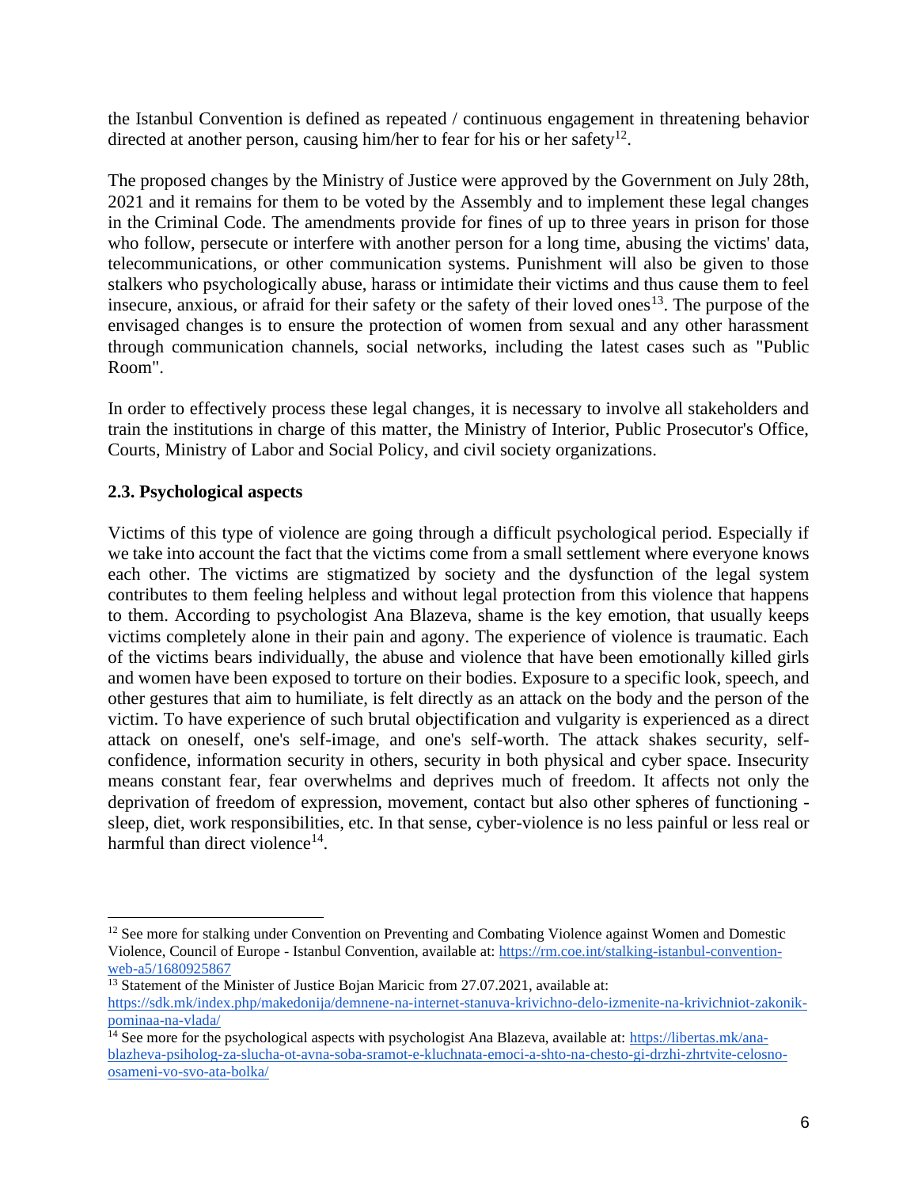the Istanbul Convention is defined as repeated / continuous engagement in threatening behavior directed at another person, causing him/her to fear for his or her safety[12].

The proposed changes by the Ministry of Justice were approved by the Government on July 28th, 2021 and it remains for them to be voted by the Assembly and to implement these legal changes in the Criminal Code. The amendments provide for fines of up to three years in prison for those who follow, persecute or interfere with another person for a long time, abusing the victims' data, telecommunications, or other communication systems. Punishment will also be given to those stalkers who psychologically abuse, harass or intimidate their victims and thus cause them to feel insecure, anxious, or afraid for their safety or the safety of their loved ones[13]. The purpose of the envisaged changes is to ensure the protection of women from sexual and any other harassment through communication channels, social networks, including the latest cases such as "Public Room".

In order to effectively process these legal changes, it is necessary to involve all stakeholders and train the institutions in charge of this matter, the Ministry of Interior, Public Prosecutor's Office, Courts, Ministry of Labor and Social Policy, and civil society organizations.

### 2.3. Psychological aspects

Victims of this type of violence are going through a difficult psychological period. Especially if we take into account the fact that the victims come from a small settlement where everyone knows each other. The victims are stigmatized by society and the dysfunction of the legal system contributes to them feeling helpless and without legal protection from this violence that happens to them. According to psychologist Ana Blazeva, shame is the key emotion, that usually keeps victims completely alone in their pain and agony. The experience of violence is traumatic. Each of the victims bears individually, the abuse and violence that have been emotionally killed girls and women have been exposed to torture on their bodies. Exposure to a specific look, speech, and other gestures that aim to humiliate, is felt directly as an attack on the body and the person of the victim. To have experience of such brutal objectification and vulgarity is experienced as a direct attack on oneself, one's self-image, and one's self-worth. The attack shakes security, self-confidence, information security in others, security in both physical and cyber space. Insecurity means constant fear, fear overwhelms and deprives much of freedom. It affects not only the deprivation of freedom of expression, movement, contact but also other spheres of functioning - sleep, diet, work responsibilities, etc. In that sense, cyber-violence is no less painful or less real or harmful than direct violence[14].

---

[12] See more for stalking under Convention on Preventing and Combating Violence against Women and Domestic Violence, Council of Europe - Istanbul Convention, available at: https://rm.coe.int/stalking-istanbul-convention-web-a5/1680925867

[13] Statement of the Minister of Justice Bojan Maricic from 27.07.2021, available at: https://sdk.mk/index.php/makedonija/demnene-na-internet-stanuva-krivichno-delo-izmenite-na-krivichniot-zakonik-pominaa-na-vlada/

[14] See more for the psychological aspects with psychologist Ana Blazeva, available at: https://libertas.mk/ana-blazheva-psiholog-za-slucha-ot-avna-soba-sramot-e-kluchnata-emoci-a-shto-na-chesto-gi-drzhi-zhrtvite-celosno-osameni-vo-svo-ata-bolka/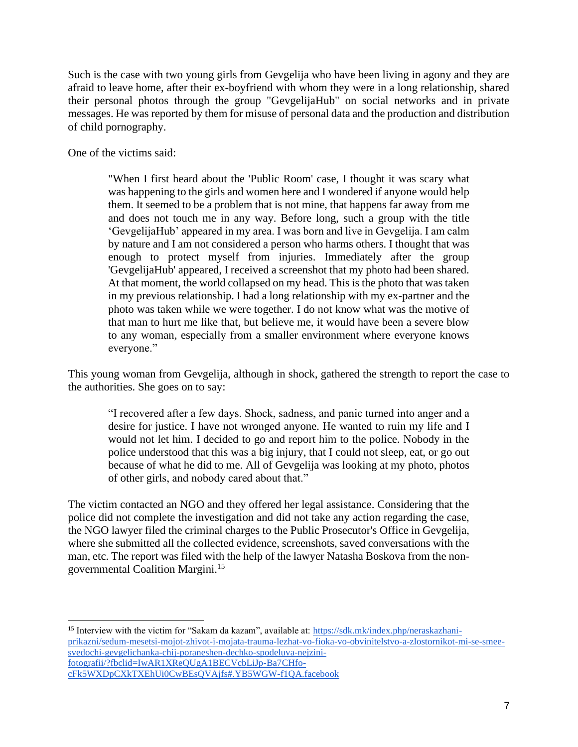Such is the case with two young girls from Gevgelija who have been living in agony and they are afraid to leave home, after their ex-boyfriend with whom they were in a long relationship, shared their personal photos through the group "GevgelijaHub" on social networks and in private messages. He was reported by them for misuse of personal data and the production and distribution of child pornography.

One of the victims said:

> "When I first heard about the 'Public Room' case, I thought it was scary what was happening to the girls and women here and I wondered if anyone would help them. It seemed to be a problem that is not mine, that happens far away from me and does not touch me in any way. Before long, such a group with the title 'GevgelijaHub' appeared in my area. I was born and live in Gevgelija. I am calm by nature and I am not considered a person who harms others. I thought that was enough to protect myself from injuries. Immediately after the group 'GevgelijaHub' appeared, I received a screenshot that my photo had been shared. At that moment, the world collapsed on my head. This is the photo that was taken in my previous relationship. I had a long relationship with my ex-partner and the photo was taken while we were together. I do not know what was the motive of that man to hurt me like that, but believe me, it would have been a severe blow to any woman, especially from a smaller environment where everyone knows everyone."

This young woman from Gevgelija, although in shock, gathered the strength to report the case to the authorities. She goes on to say:

> "I recovered after a few days. Shock, sadness, and panic turned into anger and a desire for justice. I have not wronged anyone. He wanted to ruin my life and I would not let him. I decided to go and report him to the police. Nobody in the police understood that this was a big injury, that I could not sleep, eat, or go out because of what he did to me. All of Gevgelija was looking at my photo, photos of other girls, and nobody cared about that."

The victim contacted an NGO and they offered her legal assistance. Considering that the police did not complete the investigation and did not take any action regarding the case, the NGO lawyer filed the criminal charges to the Public Prosecutor's Office in Gevgelija, where she submitted all the collected evidence, screenshots, saved conversations with the man, etc. The report was filed with the help of the lawyer Natasha Boskova from the non-governmental Coalition Margini.[15]

---

[15] Interview with the victim for "Sakam da kazam", available at: https://sdk.mk/index.php/neraskazhani-prikazni/sedum-mesetsi-mojot-zhivot-i-mojata-trauma-lezhat-vo-fioka-vo-obvinitelstvo-a-zlostornikot-mi-se-smee-svedochi-gevgelichanka-chij-poraneshen-dechko-spodeluva-nejzini-fotografii/?fbclid=IwAR1XReQUgA1BECVcbLiJp-Ba7CHfo-cFk5WXDpCXkTXEhUi0CwBEsQVAjfs#.YB5WGW-f1QA.facebook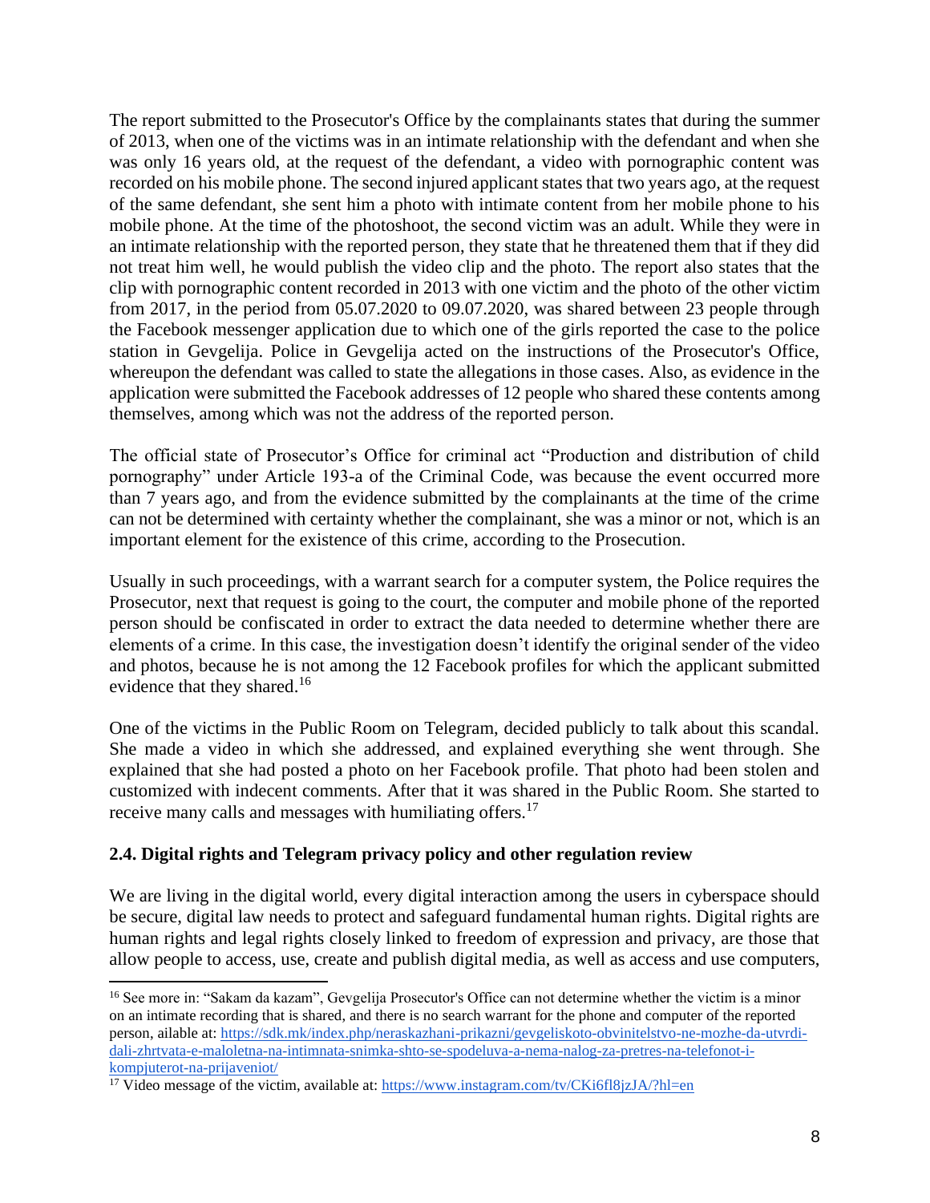The report submitted to the Prosecutor's Office by the complainants states that during the summer of 2013, when one of the victims was in an intimate relationship with the defendant and when she was only 16 years old, at the request of the defendant, a video with pornographic content was recorded on his mobile phone. The second injured applicant states that two years ago, at the request of the same defendant, she sent him a photo with intimate content from her mobile phone to his mobile phone. At the time of the photoshoot, the second victim was an adult. While they were in an intimate relationship with the reported person, they state that he threatened them that if they did not treat him well, he would publish the video clip and the photo. The report also states that the clip with pornographic content recorded in 2013 with one victim and the photo of the other victim from 2017, in the period from 05.07.2020 to 09.07.2020, was shared between 23 people through the Facebook messenger application due to which one of the girls reported the case to the police station in Gevgelija. Police in Gevgelija acted on the instructions of the Prosecutor's Office, whereupon the defendant was called to state the allegations in those cases. Also, as evidence in the application were submitted the Facebook addresses of 12 people who shared these contents among themselves, among which was not the address of the reported person.

The official state of Prosecutor's Office for criminal act "Production and distribution of child pornography" under Article 193-a of the Criminal Code, was because the event occurred more than 7 years ago, and from the evidence submitted by the complainants at the time of the crime can not be determined with certainty whether the complainant, she was a minor or not, which is an important element for the existence of this crime, according to the Prosecution.

Usually in such proceedings, with a warrant search for a computer system, the Police requires the Prosecutor, next that request is going to the court, the computer and mobile phone of the reported person should be confiscated in order to extract the data needed to determine whether there are elements of a crime. In this case, the investigation doesn't identify the original sender of the video and photos, because he is not among the 12 Facebook profiles for which the applicant submitted evidence that they shared.[16]

One of the victims in the Public Room on Telegram, decided publicly to talk about this scandal. She made a video in which she addressed, and explained everything she went through. She explained that she had posted a photo on her Facebook profile. That photo had been stolen and customized with indecent comments. After that it was shared in the Public Room. She started to receive many calls and messages with humiliating offers.[17]

### 2.4. Digital rights and Telegram privacy policy and other regulation review

We are living in the digital world, every digital interaction among the users in cyberspace should be secure, digital law needs to protect and safeguard fundamental human rights. Digital rights are human rights and legal rights closely linked to freedom of expression and privacy, are those that allow people to access, use, create and publish digital media, as well as access and use computers,

---

[16] See more in: "Sakam da kazam", Gevgelija Prosecutor's Office can not determine whether the victim is a minor on an intimate recording that is shared, and there is no search warrant for the phone and computer of the reported person, ailable at: https://sdk.mk/index.php/neraskazhani-prikazni/gevgeliskoto-obvinitelstvo-ne-mozhe-da-utvrdi-dali-zhrtvata-e-maloletna-na-intimnata-snimka-shto-se-spodeluva-a-nema-nalog-za-pretres-na-telefonot-i-kompjuterot-na-prijaveniot/

[17] Video message of the victim, available at: https://www.instagram.com/tv/CKi6fl8jzJA/?hl=en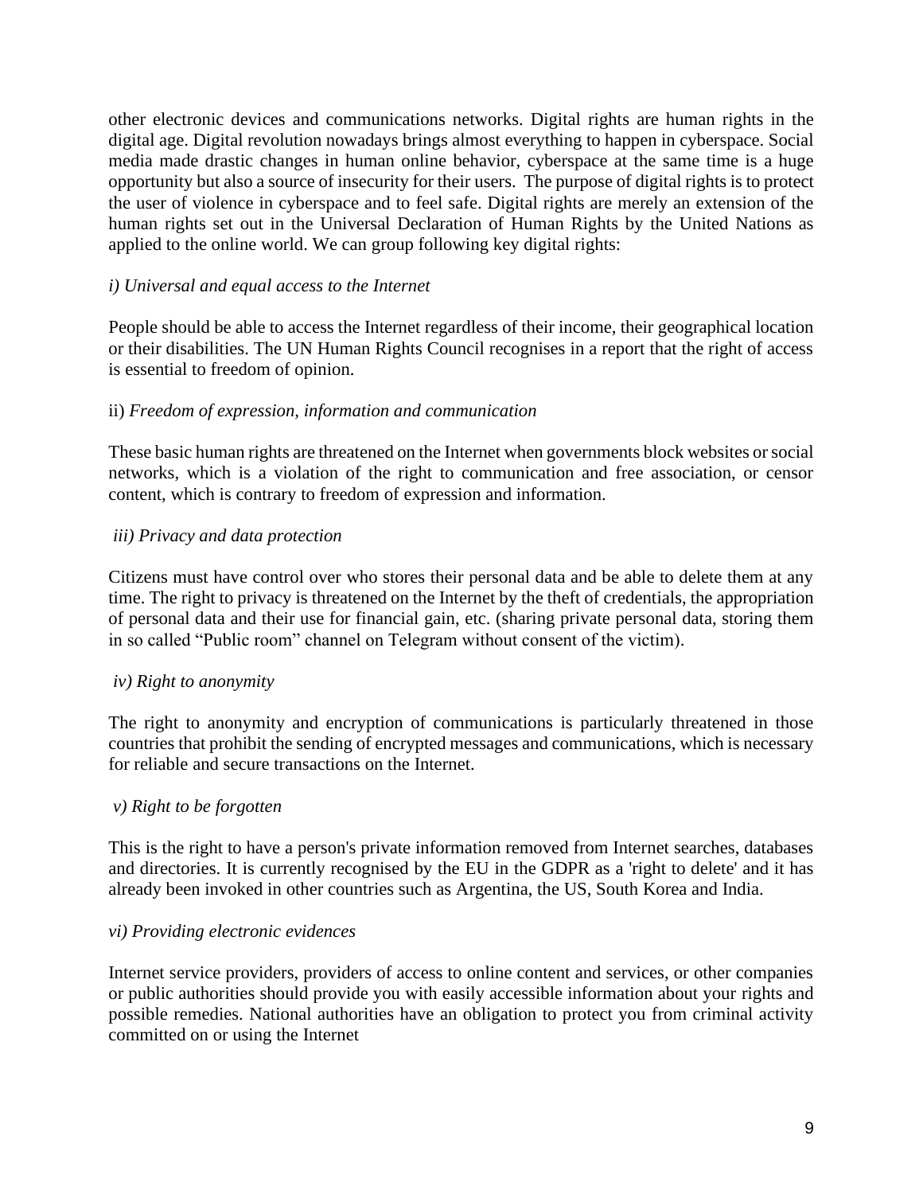other electronic devices and communications networks. Digital rights are human rights in the digital age. Digital revolution nowadays brings almost everything to happen in cyberspace. Social media made drastic changes in human online behavior, cyberspace at the same time is a huge opportunity but also a source of insecurity for their users. The purpose of digital rights is to protect the user of violence in cyberspace and to feel safe. Digital rights are merely an extension of the human rights set out in the Universal Declaration of Human Rights by the United Nations as applied to the online world. We can group following key digital rights:

*i) Universal and equal access to the Internet*

People should be able to access the Internet regardless of their income, their geographical location or their disabilities. The UN Human Rights Council recognises in a report that the right of access is essential to freedom of opinion.

ii) *Freedom of expression, information and communication*

These basic human rights are threatened on the Internet when governments block websites or social networks, which is a violation of the right to communication and free association, or censor content, which is contrary to freedom of expression and information.

*iii) Privacy and data protection*

Citizens must have control over who stores their personal data and be able to delete them at any time. The right to privacy is threatened on the Internet by the theft of credentials, the appropriation of personal data and their use for financial gain, etc. (sharing private personal data, storing them in so called "Public room" channel on Telegram without consent of the victim).

*iv) Right to anonymity*

The right to anonymity and encryption of communications is particularly threatened in those countries that prohibit the sending of encrypted messages and communications, which is necessary for reliable and secure transactions on the Internet.

*v) Right to be forgotten*

This is the right to have a person's private information removed from Internet searches, databases and directories. It is currently recognised by the EU in the GDPR as a 'right to delete' and it has already been invoked in other countries such as Argentina, the US, South Korea and India.

*vi) Providing electronic evidences*

Internet service providers, providers of access to online content and services, or other companies or public authorities should provide you with easily accessible information about your rights and possible remedies. National authorities have an obligation to protect you from criminal activity committed on or using the Internet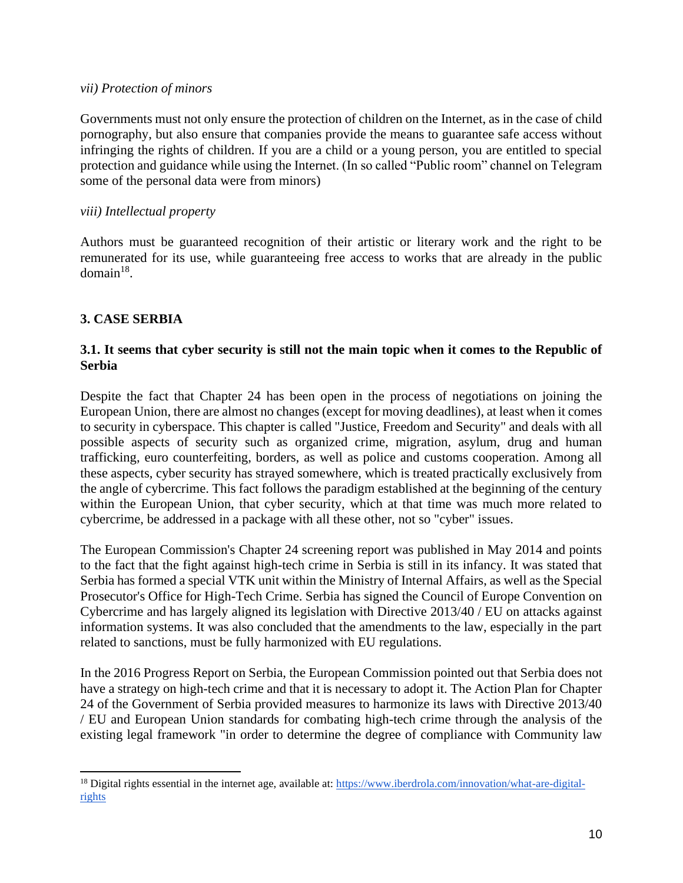*vii) Protection of minors*

Governments must not only ensure the protection of children on the Internet, as in the case of child pornography, but also ensure that companies provide the means to guarantee safe access without infringing the rights of children. If you are a child or a young person, you are entitled to special protection and guidance while using the Internet. (In so called "Public room" channel on Telegram some of the personal data were from minors)

*viii) Intellectual property*

Authors must be guaranteed recognition of their artistic or literary work and the right to be remunerated for its use, while guaranteeing free access to works that are already in the public domain[18].

## 3. CASE SERBIA

### 3.1. It seems that cyber security is still not the main topic when it comes to the Republic of Serbia

Despite the fact that Chapter 24 has been open in the process of negotiations on joining the European Union, there are almost no changes (except for moving deadlines), at least when it comes to security in cyberspace. This chapter is called "Justice, Freedom and Security" and deals with all possible aspects of security such as organized crime, migration, asylum, drug and human trafficking, euro counterfeiting, borders, as well as police and customs cooperation. Among all these aspects, cyber security has strayed somewhere, which is treated practically exclusively from the angle of cybercrime. This fact follows the paradigm established at the beginning of the century within the European Union, that cyber security, which at that time was much more related to cybercrime, be addressed in a package with all these other, not so "cyber" issues.

The European Commission's Chapter 24 screening report was published in May 2014 and points to the fact that the fight against high-tech crime in Serbia is still in its infancy. It was stated that Serbia has formed a special VTK unit within the Ministry of Internal Affairs, as well as the Special Prosecutor's Office for High-Tech Crime. Serbia has signed the Council of Europe Convention on Cybercrime and has largely aligned its legislation with Directive 2013/40 / EU on attacks against information systems. It was also concluded that the amendments to the law, especially in the part related to sanctions, must be fully harmonized with EU regulations.

In the 2016 Progress Report on Serbia, the European Commission pointed out that Serbia does not have a strategy on high-tech crime and that it is necessary to adopt it. The Action Plan for Chapter 24 of the Government of Serbia provided measures to harmonize its laws with Directive 2013/40 / EU and European Union standards for combating high-tech crime through the analysis of the existing legal framework "in order to determine the degree of compliance with Community law

---

[18] Digital rights essential in the internet age, available at: https://www.iberdrola.com/innovation/what-are-digital-rights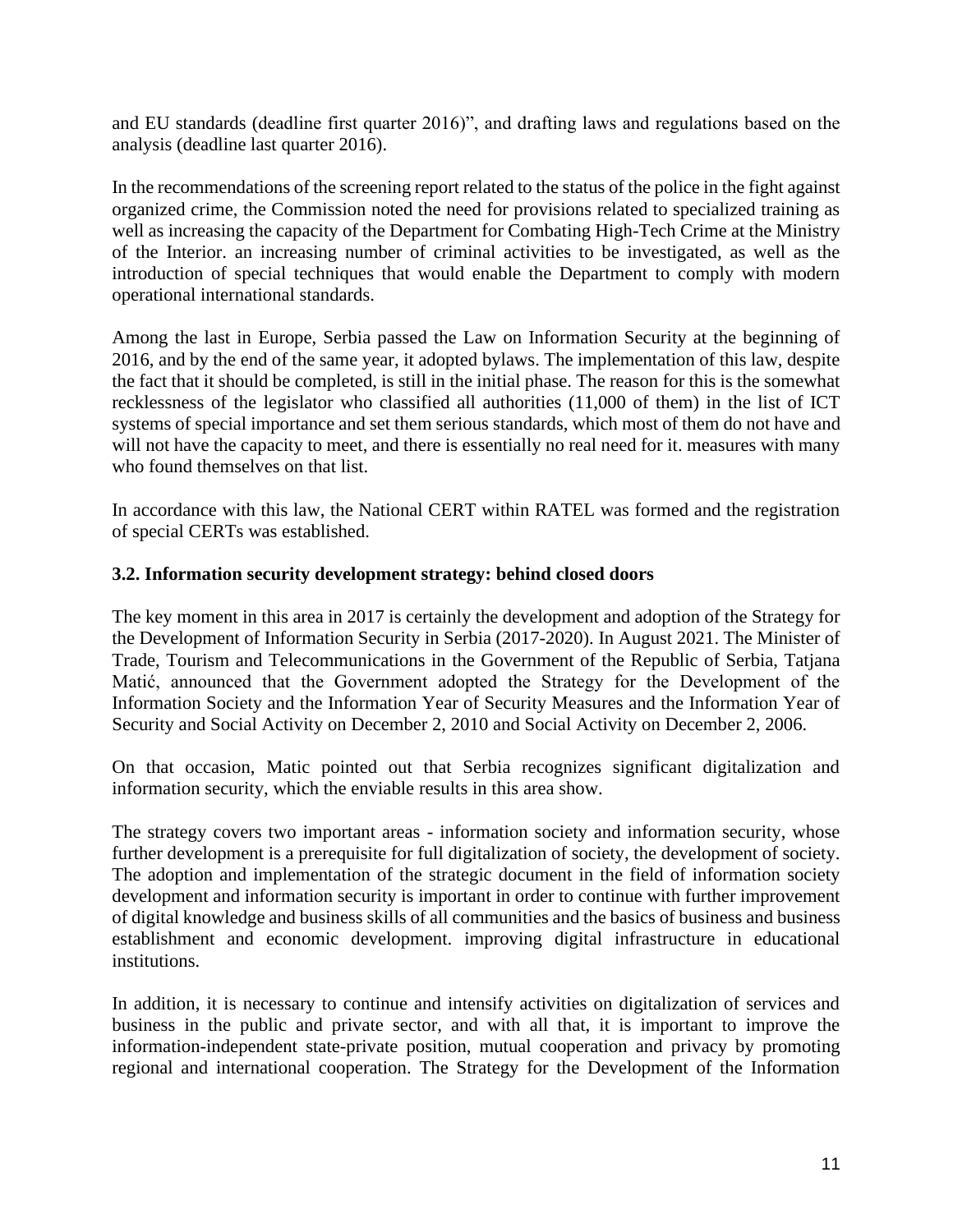and EU standards (deadline first quarter 2016)", and drafting laws and regulations based on the analysis (deadline last quarter 2016).

In the recommendations of the screening report related to the status of the police in the fight against organized crime, the Commission noted the need for provisions related to specialized training as well as increasing the capacity of the Department for Combating High-Tech Crime at the Ministry of the Interior. an increasing number of criminal activities to be investigated, as well as the introduction of special techniques that would enable the Department to comply with modern operational international standards.

Among the last in Europe, Serbia passed the Law on Information Security at the beginning of 2016, and by the end of the same year, it adopted bylaws. The implementation of this law, despite the fact that it should be completed, is still in the initial phase. The reason for this is the somewhat recklessness of the legislator who classified all authorities (11,000 of them) in the list of ICT systems of special importance and set them serious standards, which most of them do not have and will not have the capacity to meet, and there is essentially no real need for it. measures with many who found themselves on that list.

In accordance with this law, the National CERT within RATEL was formed and the registration of special CERTs was established.

### 3.2. Information security development strategy: behind closed doors

The key moment in this area in 2017 is certainly the development and adoption of the Strategy for the Development of Information Security in Serbia (2017-2020). In August 2021. The Minister of Trade, Tourism and Telecommunications in the Government of the Republic of Serbia, Tatjana Matić, announced that the Government adopted the Strategy for the Development of the Information Society and the Information Year of Security Measures and the Information Year of Security and Social Activity on December 2, 2010 and Social Activity on December 2, 2006.

On that occasion, Matic pointed out that Serbia recognizes significant digitalization and information security, which the enviable results in this area show.

The strategy covers two important areas - information society and information security, whose further development is a prerequisite for full digitalization of society, the development of society. The adoption and implementation of the strategic document in the field of information society development and information security is important in order to continue with further improvement of digital knowledge and business skills of all communities and the basics of business and business establishment and economic development. improving digital infrastructure in educational institutions.

In addition, it is necessary to continue and intensify activities on digitalization of services and business in the public and private sector, and with all that, it is important to improve the information-independent state-private position, mutual cooperation and privacy by promoting regional and international cooperation. The Strategy for the Development of the Information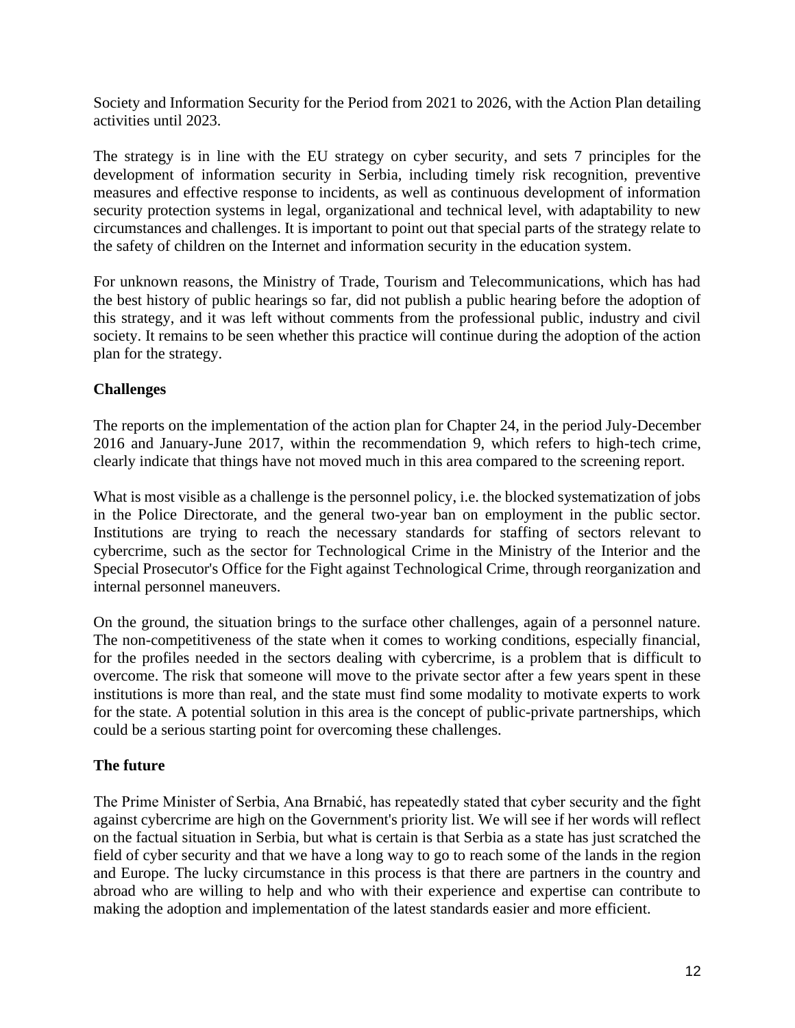Society and Information Security for the Period from 2021 to 2026, with the Action Plan detailing activities until 2023.

The strategy is in line with the EU strategy on cyber security, and sets 7 principles for the development of information security in Serbia, including timely risk recognition, preventive measures and effective response to incidents, as well as continuous development of information security protection systems in legal, organizational and technical level, with adaptability to new circumstances and challenges. It is important to point out that special parts of the strategy relate to the safety of children on the Internet and information security in the education system.

For unknown reasons, the Ministry of Trade, Tourism and Telecommunications, which has had the best history of public hearings so far, did not publish a public hearing before the adoption of this strategy, and it was left without comments from the professional public, industry and civil society. It remains to be seen whether this practice will continue during the adoption of the action plan for the strategy.

**Challenges**

The reports on the implementation of the action plan for Chapter 24, in the period July-December 2016 and January-June 2017, within the recommendation 9, which refers to high-tech crime, clearly indicate that things have not moved much in this area compared to the screening report.

What is most visible as a challenge is the personnel policy, i.e. the blocked systematization of jobs in the Police Directorate, and the general two-year ban on employment in the public sector. Institutions are trying to reach the necessary standards for staffing of sectors relevant to cybercrime, such as the sector for Technological Crime in the Ministry of the Interior and the Special Prosecutor's Office for the Fight against Technological Crime, through reorganization and internal personnel maneuvers.

On the ground, the situation brings to the surface other challenges, again of a personnel nature. The non-competitiveness of the state when it comes to working conditions, especially financial, for the profiles needed in the sectors dealing with cybercrime, is a problem that is difficult to overcome. The risk that someone will move to the private sector after a few years spent in these institutions is more than real, and the state must find some modality to motivate experts to work for the state. A potential solution in this area is the concept of public-private partnerships, which could be a serious starting point for overcoming these challenges.

**The future**

The Prime Minister of Serbia, Ana Brnabić, has repeatedly stated that cyber security and the fight against cybercrime are high on the Government's priority list. We will see if her words will reflect on the factual situation in Serbia, but what is certain is that Serbia as a state has just scratched the field of cyber security and that we have a long way to go to reach some of the lands in the region and Europe. The lucky circumstance in this process is that there are partners in the country and abroad who are willing to help and who with their experience and expertise can contribute to making the adoption and implementation of the latest standards easier and more efficient.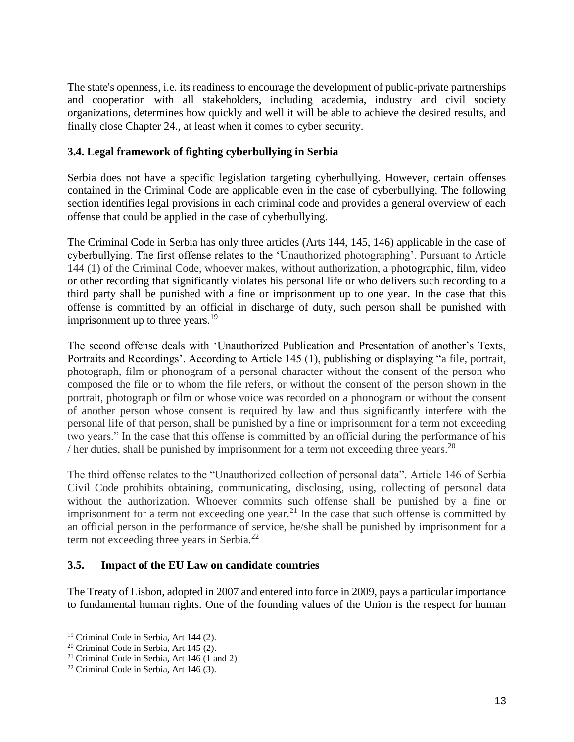The state's openness, i.e. its readiness to encourage the development of public-private partnerships and cooperation with all stakeholders, including academia, industry and civil society organizations, determines how quickly and well it will be able to achieve the desired results, and finally close Chapter 24., at least when it comes to cyber security.

### 3.4. Legal framework of fighting cyberbullying in Serbia

Serbia does not have a specific legislation targeting cyberbullying. However, certain offenses contained in the Criminal Code are applicable even in the case of cyberbullying. The following section identifies legal provisions in each criminal code and provides a general overview of each offense that could be applied in the case of cyberbullying.

The Criminal Code in Serbia has only three articles (Arts 144, 145, 146) applicable in the case of cyberbullying. The first offense relates to the 'Unauthorized photographing'. Pursuant to Article 144 (1) of the Criminal Code, whoever makes, without authorization, a photographic, film, video or other recording that significantly violates his personal life or who delivers such recording to a third party shall be punished with a fine or imprisonment up to one year. In the case that this offense is committed by an official in discharge of duty, such person shall be punished with imprisonment up to three years.[19]

The second offense deals with 'Unauthorized Publication and Presentation of another's Texts, Portraits and Recordings'. According to Article 145 (1), publishing or displaying "a file, portrait, photograph, film or phonogram of a personal character without the consent of the person who composed the file or to whom the file refers, or without the consent of the person shown in the portrait, photograph or film or whose voice was recorded on a phonogram or without the consent of another person whose consent is required by law and thus significantly interfere with the personal life of that person, shall be punished by a fine or imprisonment for a term not exceeding two years." In the case that this offense is committed by an official during the performance of his / her duties, shall be punished by imprisonment for a term not exceeding three years.[20]

The third offense relates to the "Unauthorized collection of personal data". Article 146 of Serbia Civil Code prohibits obtaining, communicating, disclosing, using, collecting of personal data without the authorization. Whoever commits such offense shall be punished by a fine or imprisonment for a term not exceeding one year.[21] In the case that such offense is committed by an official person in the performance of service, he/she shall be punished by imprisonment for a term not exceeding three years in Serbia.[22]

### 3.5. Impact of the EU Law on candidate countries

The Treaty of Lisbon, adopted in 2007 and entered into force in 2009, pays a particular importance to fundamental human rights. One of the founding values of the Union is the respect for human

---

[19] Criminal Code in Serbia, Art 144 (2).

[20] Criminal Code in Serbia, Art 145 (2).

[21] Criminal Code in Serbia, Art 146 (1 and 2)

[22] Criminal Code in Serbia, Art 146 (3).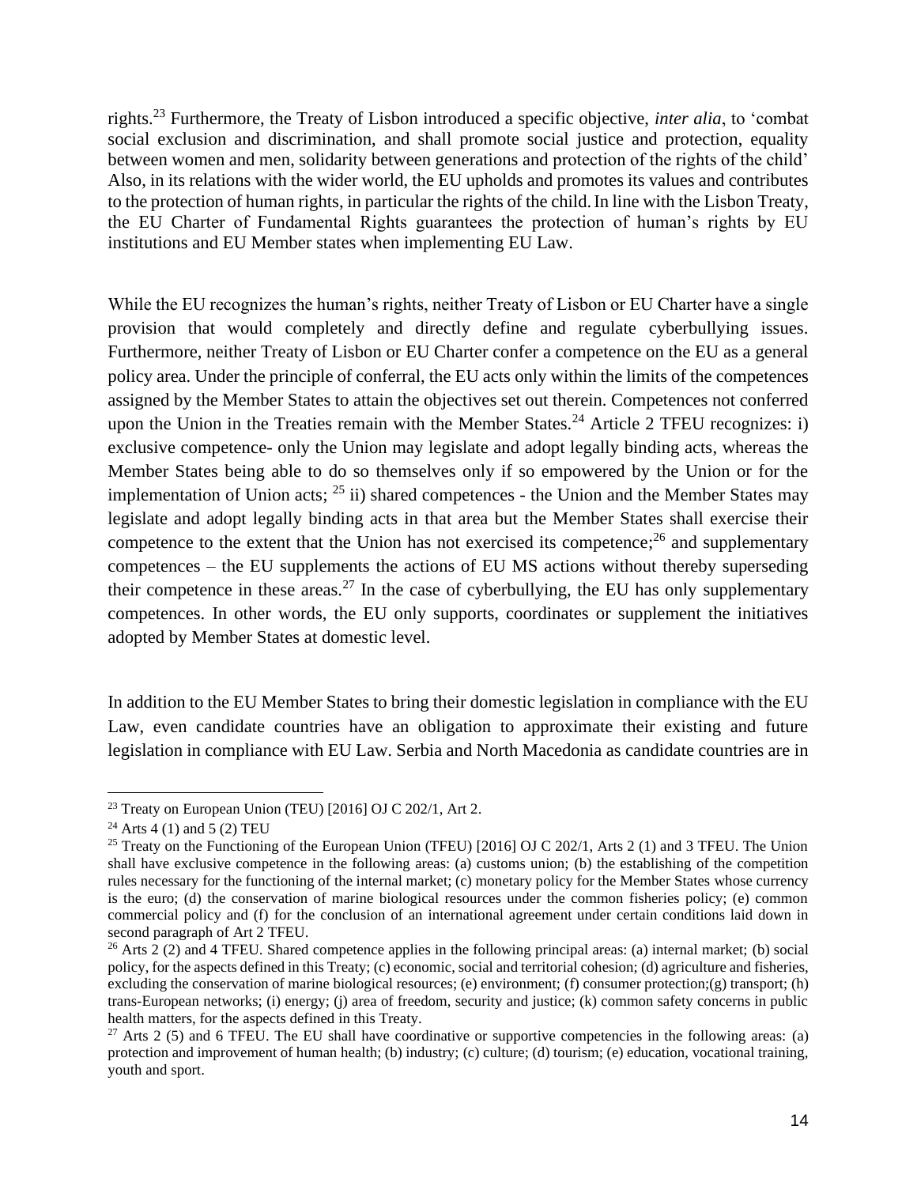rights.[23] Furthermore, the Treaty of Lisbon introduced a specific objective, *inter alia*, to 'combat social exclusion and discrimination, and shall promote social justice and protection, equality between women and men, solidarity between generations and protection of the rights of the child' Also, in its relations with the wider world, the EU upholds and promotes its values and contributes to the protection of human rights, in particular the rights of the child. In line with the Lisbon Treaty, the EU Charter of Fundamental Rights guarantees the protection of human's rights by EU institutions and EU Member states when implementing EU Law.

While the EU recognizes the human's rights, neither Treaty of Lisbon or EU Charter have a single provision that would completely and directly define and regulate cyberbullying issues. Furthermore, neither Treaty of Lisbon or EU Charter confer a competence on the EU as a general policy area. Under the principle of conferral, the EU acts only within the limits of the competences assigned by the Member States to attain the objectives set out therein. Competences not conferred upon the Union in the Treaties remain with the Member States.[24] Article 2 TFEU recognizes: i) exclusive competence- only the Union may legislate and adopt legally binding acts, whereas the Member States being able to do so themselves only if so empowered by the Union or for the implementation of Union acts; [25] ii) shared competences - the Union and the Member States may legislate and adopt legally binding acts in that area but the Member States shall exercise their competence to the extent that the Union has not exercised its competence;[26] and supplementary competences – the EU supplements the actions of EU MS actions without thereby superseding their competence in these areas.[27] In the case of cyberbullying, the EU has only supplementary competences. In other words, the EU only supports, coordinates or supplement the initiatives adopted by Member States at domestic level.

In addition to the EU Member States to bring their domestic legislation in compliance with the EU Law, even candidate countries have an obligation to approximate their existing and future legislation in compliance with EU Law. Serbia and North Macedonia as candidate countries are in

---

[23] Treaty on European Union (TEU) [2016] OJ C 202/1, Art 2.

[24] Arts 4 (1) and 5 (2) TEU

[25] Treaty on the Functioning of the European Union (TFEU) [2016] OJ C 202/1, Arts 2 (1) and 3 TFEU. The Union shall have exclusive competence in the following areas: (a) customs union; (b) the establishing of the competition rules necessary for the functioning of the internal market; (c) monetary policy for the Member States whose currency is the euro; (d) the conservation of marine biological resources under the common fisheries policy; (e) common commercial policy and (f) for the conclusion of an international agreement under certain conditions laid down in second paragraph of Art 2 TFEU.

[26] Arts 2 (2) and 4 TFEU. Shared competence applies in the following principal areas: (a) internal market; (b) social policy, for the aspects defined in this Treaty; (c) economic, social and territorial cohesion; (d) agriculture and fisheries, excluding the conservation of marine biological resources; (e) environment; (f) consumer protection;(g) transport; (h) trans-European networks; (i) energy; (j) area of freedom, security and justice; (k) common safety concerns in public health matters, for the aspects defined in this Treaty.

[27] Arts 2 (5) and 6 TFEU. The EU shall have coordinative or supportive competencies in the following areas: (a) protection and improvement of human health; (b) industry; (c) culture; (d) tourism; (e) education, vocational training, youth and sport.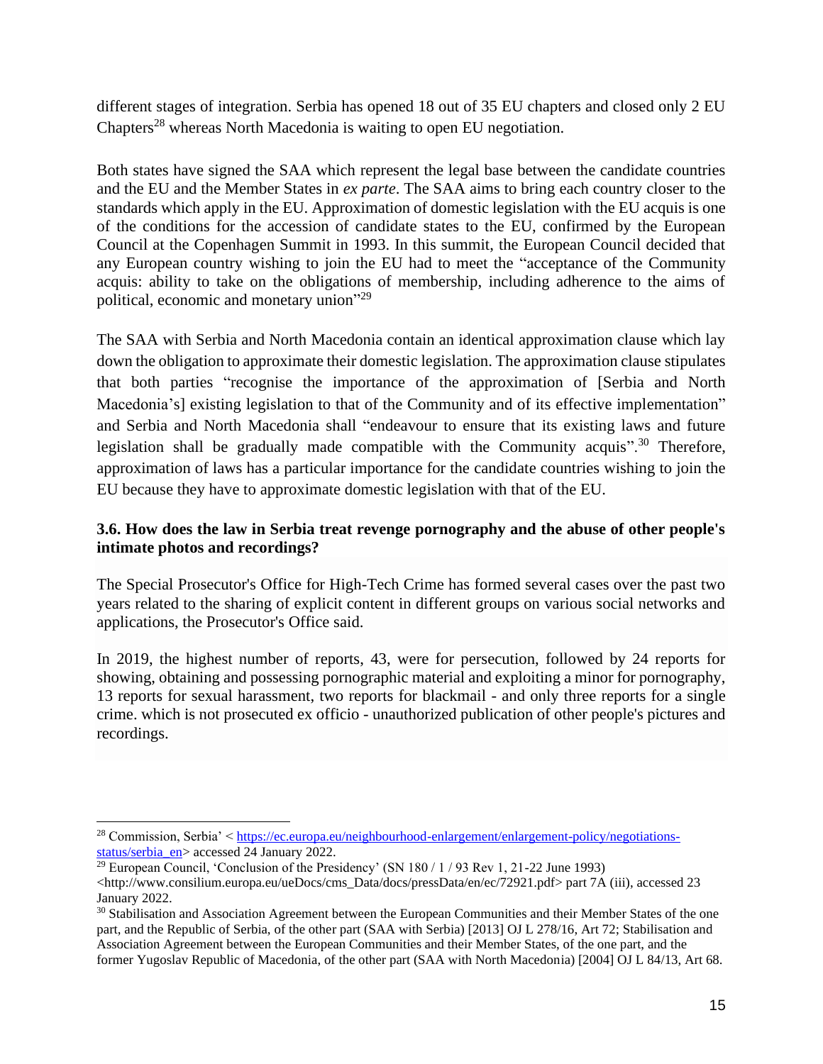different stages of integration. Serbia has opened 18 out of 35 EU chapters and closed only 2 EU Chapters[28] whereas North Macedonia is waiting to open EU negotiation.

Both states have signed the SAA which represent the legal base between the candidate countries and the EU and the Member States in *ex parte*. The SAA aims to bring each country closer to the standards which apply in the EU. Approximation of domestic legislation with the EU acquis is one of the conditions for the accession of candidate states to the EU, confirmed by the European Council at the Copenhagen Summit in 1993. In this summit, the European Council decided that any European country wishing to join the EU had to meet the "acceptance of the Community acquis: ability to take on the obligations of membership, including adherence to the aims of political, economic and monetary union"[29]

The SAA with Serbia and North Macedonia contain an identical approximation clause which lay down the obligation to approximate their domestic legislation. The approximation clause stipulates that both parties "recognise the importance of the approximation of [Serbia and North Macedonia's] existing legislation to that of the Community and of its effective implementation" and Serbia and North Macedonia shall "endeavour to ensure that its existing laws and future legislation shall be gradually made compatible with the Community acquis".[30] Therefore, approximation of laws has a particular importance for the candidate countries wishing to join the EU because they have to approximate domestic legislation with that of the EU.

### 3.6. How does the law in Serbia treat revenge pornography and the abuse of other people's intimate photos and recordings?

The Special Prosecutor's Office for High-Tech Crime has formed several cases over the past two years related to the sharing of explicit content in different groups on various social networks and applications, the Prosecutor's Office said.

In 2019, the highest number of reports, 43, were for persecution, followed by 24 reports for showing, obtaining and possessing pornographic material and exploiting a minor for pornography, 13 reports for sexual harassment, two reports for blackmail - and only three reports for a single crime. which is not prosecuted ex officio - unauthorized publication of other people's pictures and recordings.

---

[28] Commission, Serbia' < https://ec.europa.eu/neighbourhood-enlargement/enlargement-policy/negotiations-status/serbia_en> accessed 24 January 2022.

[29] European Council, 'Conclusion of the Presidency' (SN 180 / 1 / 93 Rev 1, 21-22 June 1993) <http://www.consilium.europa.eu/ueDocs/cms_Data/docs/pressData/en/ec/72921.pdf> part 7A (iii), accessed 23 January 2022.

[30] Stabilisation and Association Agreement between the European Communities and their Member States of the one part, and the Republic of Serbia, of the other part (SAA with Serbia) [2013] OJ L 278/16, Art 72; Stabilisation and Association Agreement between the European Communities and their Member States, of the one part, and the former Yugoslav Republic of Macedonia, of the other part (SAA with North Macedonia) [2004] OJ L 84/13, Art 68.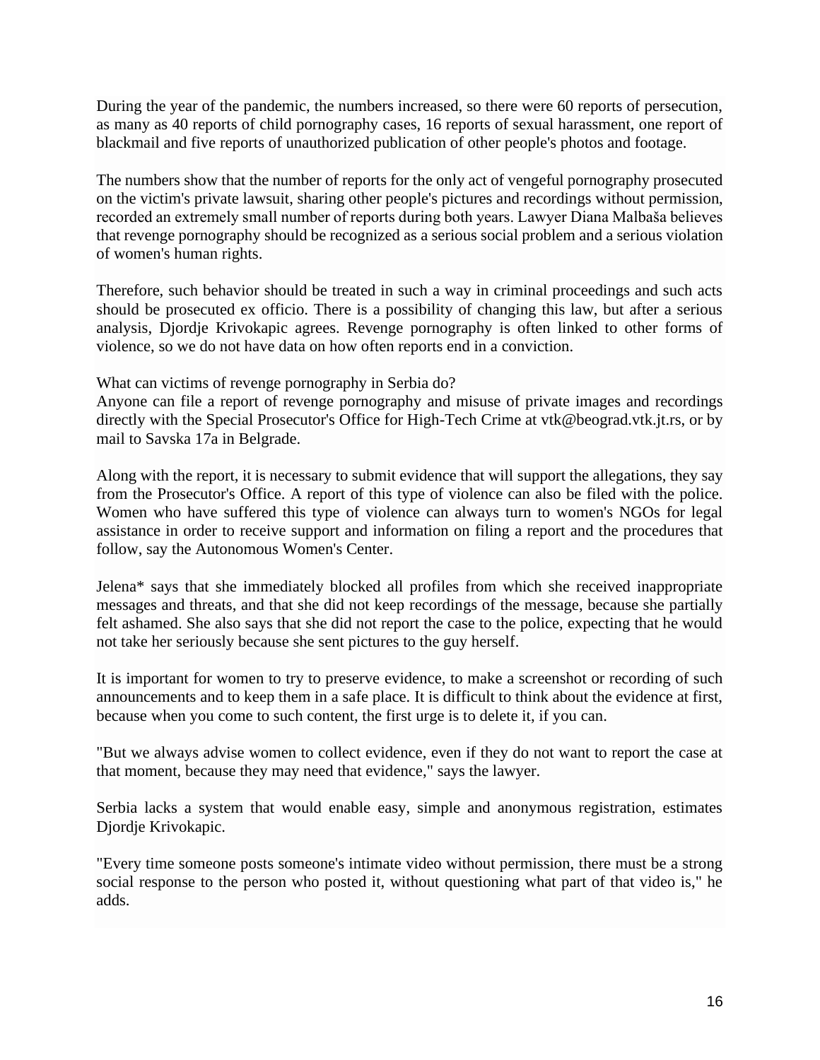During the year of the pandemic, the numbers increased, so there were 60 reports of persecution, as many as 40 reports of child pornography cases, 16 reports of sexual harassment, one report of blackmail and five reports of unauthorized publication of other people's photos and footage.

The numbers show that the number of reports for the only act of vengeful pornography prosecuted on the victim's private lawsuit, sharing other people's pictures and recordings without permission, recorded an extremely small number of reports during both years. Lawyer Diana Malbaša believes that revenge pornography should be recognized as a serious social problem and a serious violation of women's human rights.

Therefore, such behavior should be treated in such a way in criminal proceedings and such acts should be prosecuted ex officio. There is a possibility of changing this law, but after a serious analysis, Djordje Krivokapic agrees. Revenge pornography is often linked to other forms of violence, so we do not have data on how often reports end in a conviction.

What can victims of revenge pornography in Serbia do?
Anyone can file a report of revenge pornography and misuse of private images and recordings directly with the Special Prosecutor's Office for High-Tech Crime at vtk@beograd.vtk.jt.rs, or by mail to Savska 17a in Belgrade.

Along with the report, it is necessary to submit evidence that will support the allegations, they say from the Prosecutor's Office. A report of this type of violence can also be filed with the police. Women who have suffered this type of violence can always turn to women's NGOs for legal assistance in order to receive support and information on filing a report and the procedures that follow, say the Autonomous Women's Center.

Jelena* says that she immediately blocked all profiles from which she received inappropriate messages and threats, and that she did not keep recordings of the message, because she partially felt ashamed. She also says that she did not report the case to the police, expecting that he would not take her seriously because she sent pictures to the guy herself.

It is important for women to try to preserve evidence, to make a screenshot or recording of such announcements and to keep them in a safe place. It is difficult to think about the evidence at first, because when you come to such content, the first urge is to delete it, if you can.

"But we always advise women to collect evidence, even if they do not want to report the case at that moment, because they may need that evidence," says the lawyer.

Serbia lacks a system that would enable easy, simple and anonymous registration, estimates Djordje Krivokapic.

"Every time someone posts someone's intimate video without permission, there must be a strong social response to the person who posted it, without questioning what part of that video is," he adds.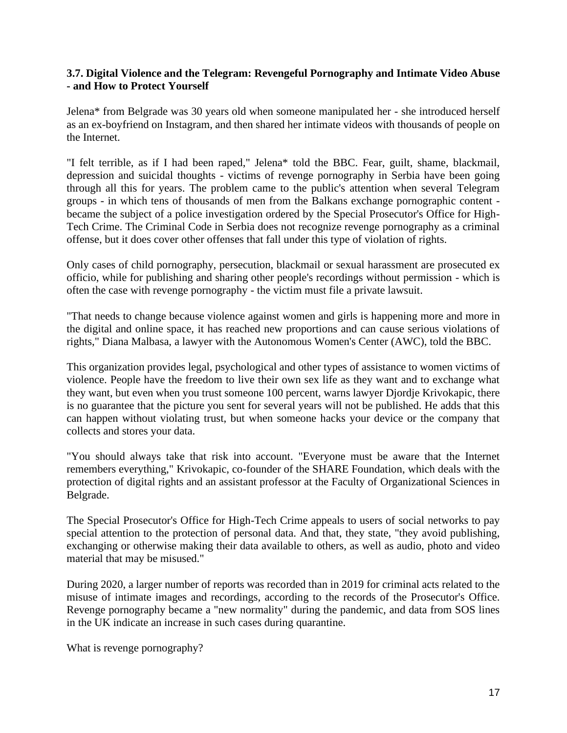### 3.7. Digital Violence and the Telegram: Revengeful Pornography and Intimate Video Abuse - and How to Protect Yourself

Jelena* from Belgrade was 30 years old when someone manipulated her - she introduced herself as an ex-boyfriend on Instagram, and then shared her intimate videos with thousands of people on the Internet.

"I felt terrible, as if I had been raped," Jelena* told the BBC. Fear, guilt, shame, blackmail, depression and suicidal thoughts - victims of revenge pornography in Serbia have been going through all this for years. The problem came to the public's attention when several Telegram groups - in which tens of thousands of men from the Balkans exchange pornographic content - became the subject of a police investigation ordered by the Special Prosecutor's Office for High-Tech Crime. The Criminal Code in Serbia does not recognize revenge pornography as a criminal offense, but it does cover other offenses that fall under this type of violation of rights.

Only cases of child pornography, persecution, blackmail or sexual harassment are prosecuted ex officio, while for publishing and sharing other people's recordings without permission - which is often the case with revenge pornography - the victim must file a private lawsuit.

"That needs to change because violence against women and girls is happening more and more in the digital and online space, it has reached new proportions and can cause serious violations of rights," Diana Malbasa, a lawyer with the Autonomous Women's Center (AWC), told the BBC.

This organization provides legal, psychological and other types of assistance to women victims of violence. People have the freedom to live their own sex life as they want and to exchange what they want, but even when you trust someone 100 percent, warns lawyer Djordje Krivokapic, there is no guarantee that the picture you sent for several years will not be published. He adds that this can happen without violating trust, but when someone hacks your device or the company that collects and stores your data.

"You should always take that risk into account. "Everyone must be aware that the Internet remembers everything," Krivokapic, co-founder of the SHARE Foundation, which deals with the protection of digital rights and an assistant professor at the Faculty of Organizational Sciences in Belgrade.

The Special Prosecutor's Office for High-Tech Crime appeals to users of social networks to pay special attention to the protection of personal data. And that, they state, "they avoid publishing, exchanging or otherwise making their data available to others, as well as audio, photo and video material that may be misused."

During 2020, a larger number of reports was recorded than in 2019 for criminal acts related to the misuse of intimate images and recordings, according to the records of the Prosecutor's Office. Revenge pornography became a "new normality" during the pandemic, and data from SOS lines in the UK indicate an increase in such cases during quarantine.

What is revenge pornography?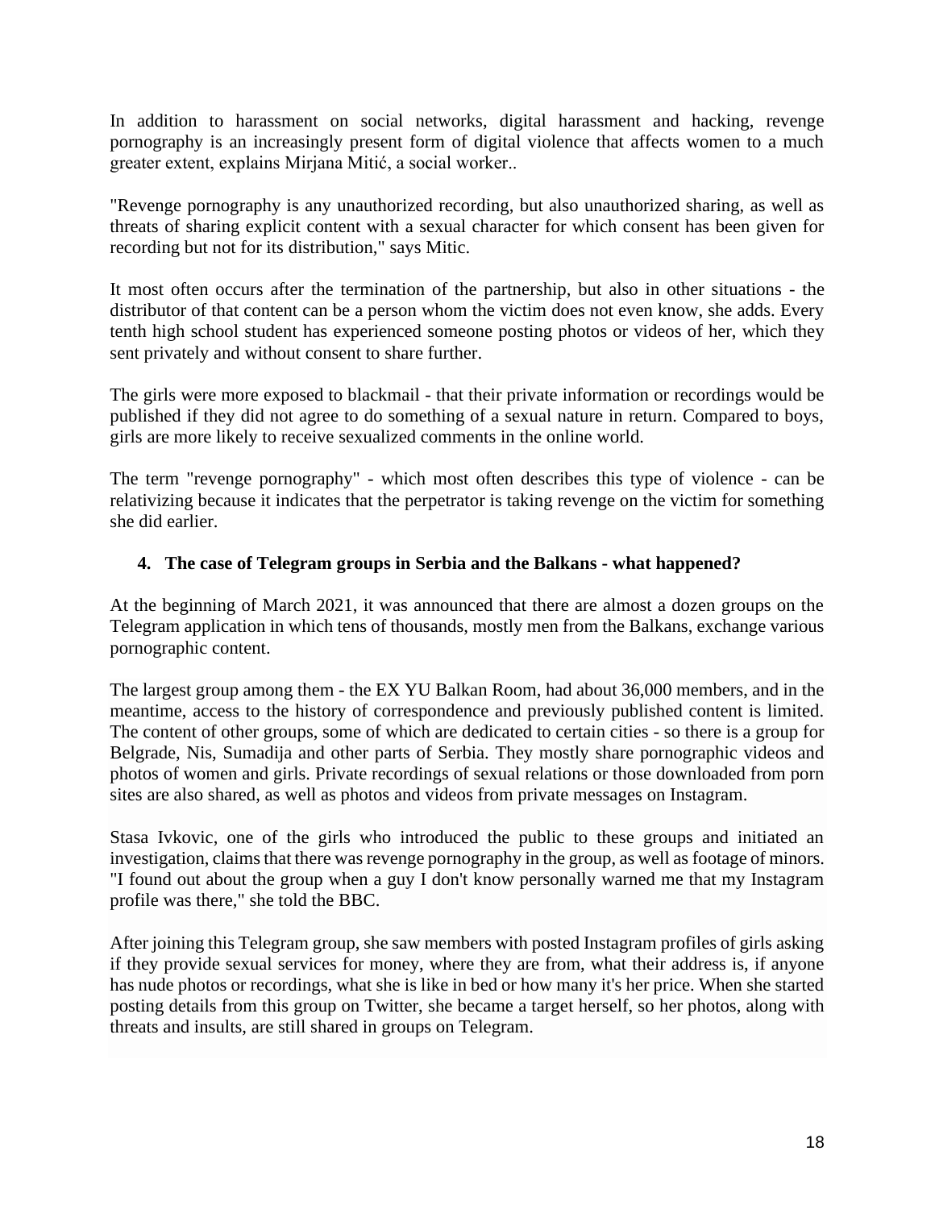In addition to harassment on social networks, digital harassment and hacking, revenge pornography is an increasingly present form of digital violence that affects women to a much greater extent, explains Mirjana Mitić, a social worker..

"Revenge pornography is any unauthorized recording, but also unauthorized sharing, as well as threats of sharing explicit content with a sexual character for which consent has been given for recording but not for its distribution," says Mitic.

It most often occurs after the termination of the partnership, but also in other situations - the distributor of that content can be a person whom the victim does not even know, she adds. Every tenth high school student has experienced someone posting photos or videos of her, which they sent privately and without consent to share further.

The girls were more exposed to blackmail - that their private information or recordings would be published if they did not agree to do something of a sexual nature in return. Compared to boys, girls are more likely to receive sexualized comments in the online world.

The term "revenge pornography" - which most often describes this type of violence - can be relativizing because it indicates that the perpetrator is taking revenge on the victim for something she did earlier.

### 4. The case of Telegram groups in Serbia and the Balkans - what happened?

At the beginning of March 2021, it was announced that there are almost a dozen groups on the Telegram application in which tens of thousands, mostly men from the Balkans, exchange various pornographic content.

The largest group among them - the EX YU Balkan Room, had about 36,000 members, and in the meantime, access to the history of correspondence and previously published content is limited. The content of other groups, some of which are dedicated to certain cities - so there is a group for Belgrade, Nis, Sumadija and other parts of Serbia. They mostly share pornographic videos and photos of women and girls. Private recordings of sexual relations or those downloaded from porn sites are also shared, as well as photos and videos from private messages on Instagram.

Stasa Ivkovic, one of the girls who introduced the public to these groups and initiated an investigation, claims that there was revenge pornography in the group, as well as footage of minors. "I found out about the group when a guy I don't know personally warned me that my Instagram profile was there," she told the BBC.

After joining this Telegram group, she saw members with posted Instagram profiles of girls asking if they provide sexual services for money, where they are from, what their address is, if anyone has nude photos or recordings, what she is like in bed or how many it's her price. When she started posting details from this group on Twitter, she became a target herself, so her photos, along with threats and insults, are still shared in groups on Telegram.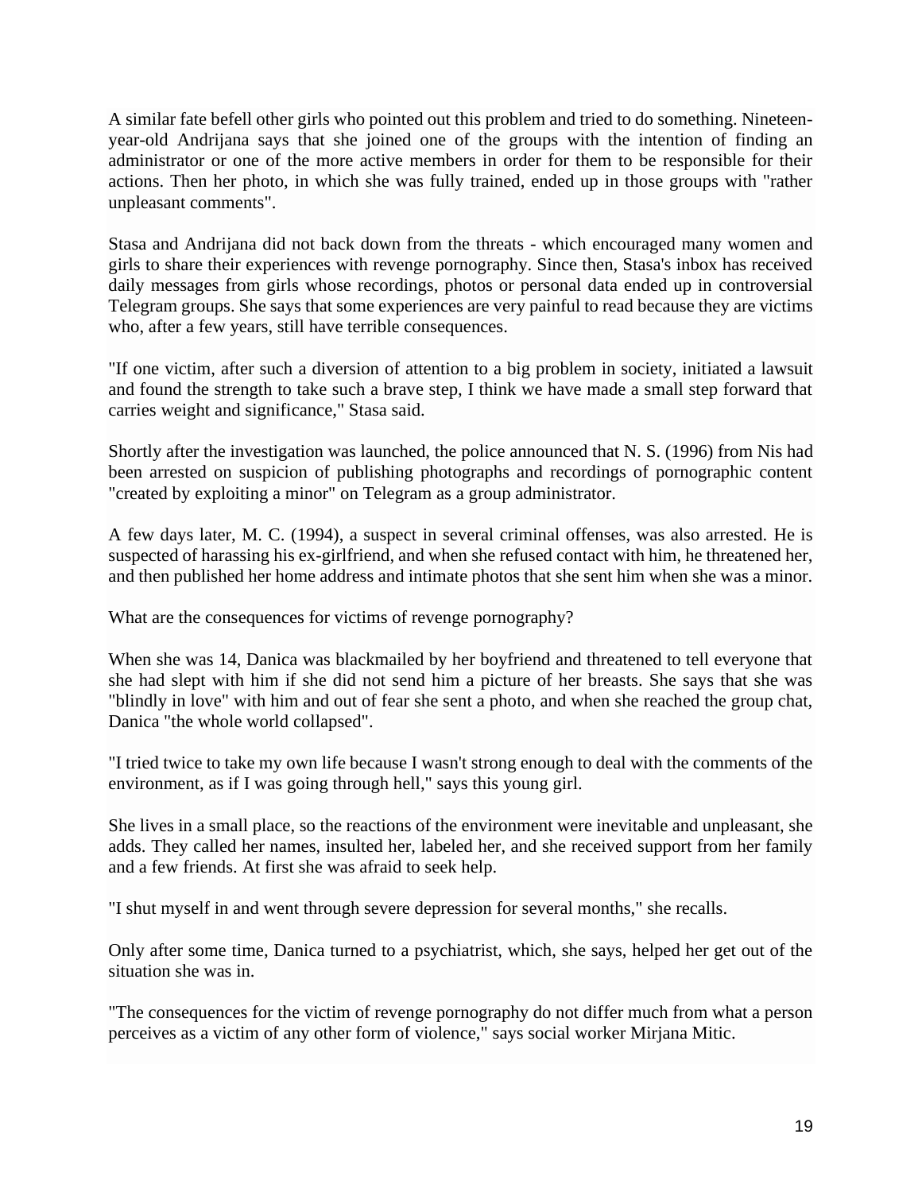A similar fate befell other girls who pointed out this problem and tried to do something. Nineteen-year-old Andrijana says that she joined one of the groups with the intention of finding an administrator or one of the more active members in order for them to be responsible for their actions. Then her photo, in which she was fully trained, ended up in those groups with "rather unpleasant comments".

Stasa and Andrijana did not back down from the threats - which encouraged many women and girls to share their experiences with revenge pornography. Since then, Stasa's inbox has received daily messages from girls whose recordings, photos or personal data ended up in controversial Telegram groups. She says that some experiences are very painful to read because they are victims who, after a few years, still have terrible consequences.

"If one victim, after such a diversion of attention to a big problem in society, initiated a lawsuit and found the strength to take such a brave step, I think we have made a small step forward that carries weight and significance," Stasa said.

Shortly after the investigation was launched, the police announced that N. S. (1996) from Nis had been arrested on suspicion of publishing photographs and recordings of pornographic content "created by exploiting a minor" on Telegram as a group administrator.

A few days later, M. C. (1994), a suspect in several criminal offenses, was also arrested. He is suspected of harassing his ex-girlfriend, and when she refused contact with him, he threatened her, and then published her home address and intimate photos that she sent him when she was a minor.

What are the consequences for victims of revenge pornography?

When she was 14, Danica was blackmailed by her boyfriend and threatened to tell everyone that she had slept with him if she did not send him a picture of her breasts. She says that she was "blindly in love" with him and out of fear she sent a photo, and when she reached the group chat, Danica "the whole world collapsed".

"I tried twice to take my own life because I wasn't strong enough to deal with the comments of the environment, as if I was going through hell," says this young girl.

She lives in a small place, so the reactions of the environment were inevitable and unpleasant, she adds. They called her names, insulted her, labeled her, and she received support from her family and a few friends. At first she was afraid to seek help.

"I shut myself in and went through severe depression for several months," she recalls.

Only after some time, Danica turned to a psychiatrist, which, she says, helped her get out of the situation she was in.

"The consequences for the victim of revenge pornography do not differ much from what a person perceives as a victim of any other form of violence," says social worker Mirjana Mitic.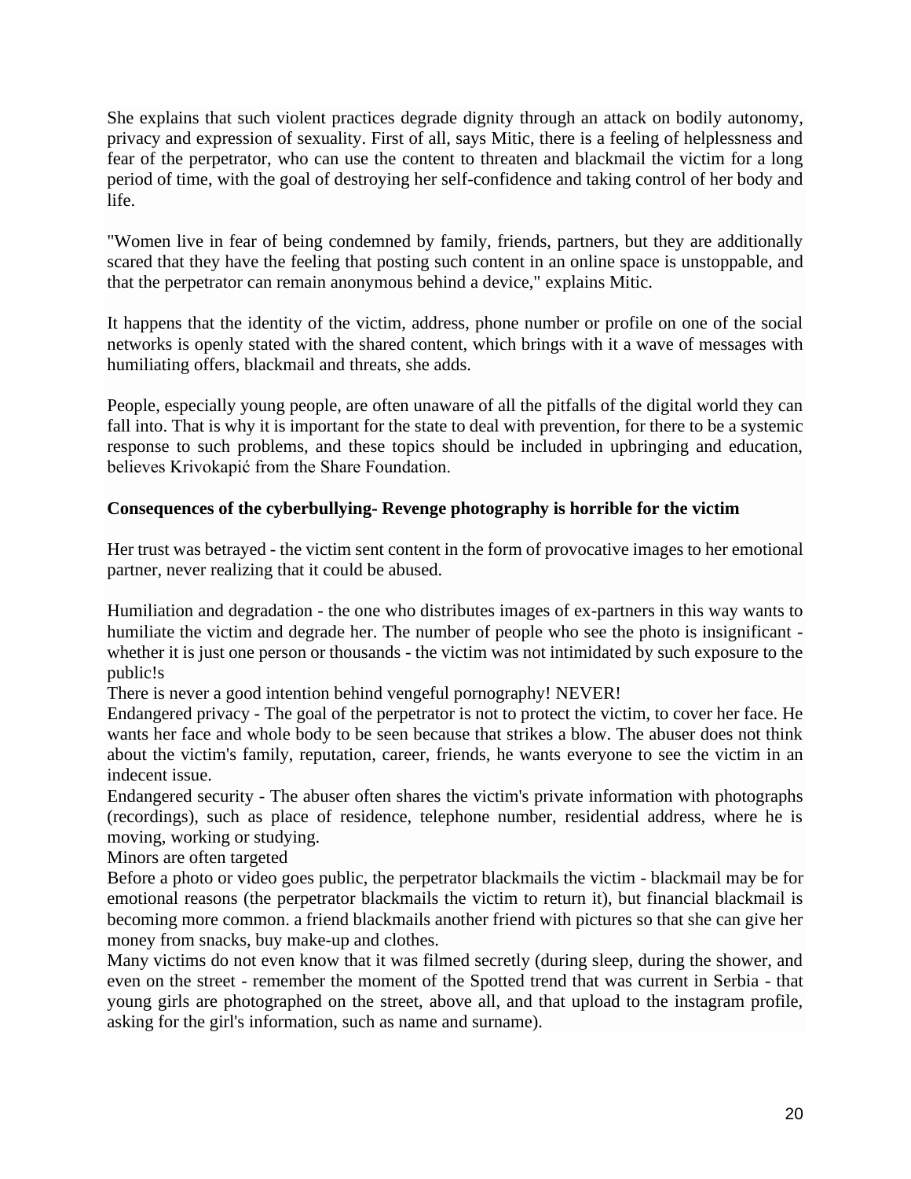She explains that such violent practices degrade dignity through an attack on bodily autonomy, privacy and expression of sexuality. First of all, says Mitic, there is a feeling of helplessness and fear of the perpetrator, who can use the content to threaten and blackmail the victim for a long period of time, with the goal of destroying her self-confidence and taking control of her body and life.

"Women live in fear of being condemned by family, friends, partners, but they are additionally scared that they have the feeling that posting such content in an online space is unstoppable, and that the perpetrator can remain anonymous behind a device," explains Mitic.

It happens that the identity of the victim, address, phone number or profile on one of the social networks is openly stated with the shared content, which brings with it a wave of messages with humiliating offers, blackmail and threats, she adds.

People, especially young people, are often unaware of all the pitfalls of the digital world they can fall into. That is why it is important for the state to deal with prevention, for there to be a systemic response to such problems, and these topics should be included in upbringing and education, believes Krivokapić from the Share Foundation.

**Consequences of the cyberbullying- Revenge photography is horrible for the victim**

Her trust was betrayed - the victim sent content in the form of provocative images to her emotional partner, never realizing that it could be abused.

Humiliation and degradation - the one who distributes images of ex-partners in this way wants to humiliate the victim and degrade her. The number of people who see the photo is insignificant - whether it is just one person or thousands - the victim was not intimidated by such exposure to the public!s

There is never a good intention behind vengeful pornography! NEVER!

Endangered privacy - The goal of the perpetrator is not to protect the victim, to cover her face. He wants her face and whole body to be seen because that strikes a blow. The abuser does not think about the victim's family, reputation, career, friends, he wants everyone to see the victim in an indecent issue.

Endangered security - The abuser often shares the victim's private information with photographs (recordings), such as place of residence, telephone number, residential address, where he is moving, working or studying.

Minors are often targeted

Before a photo or video goes public, the perpetrator blackmails the victim - blackmail may be for emotional reasons (the perpetrator blackmails the victim to return it), but financial blackmail is becoming more common. a friend blackmails another friend with pictures so that she can give her money from snacks, buy make-up and clothes.

Many victims do not even know that it was filmed secretly (during sleep, during the shower, and even on the street - remember the moment of the Spotted trend that was current in Serbia - that young girls are photographed on the street, above all, and that upload to the instagram profile, asking for the girl's information, such as name and surname).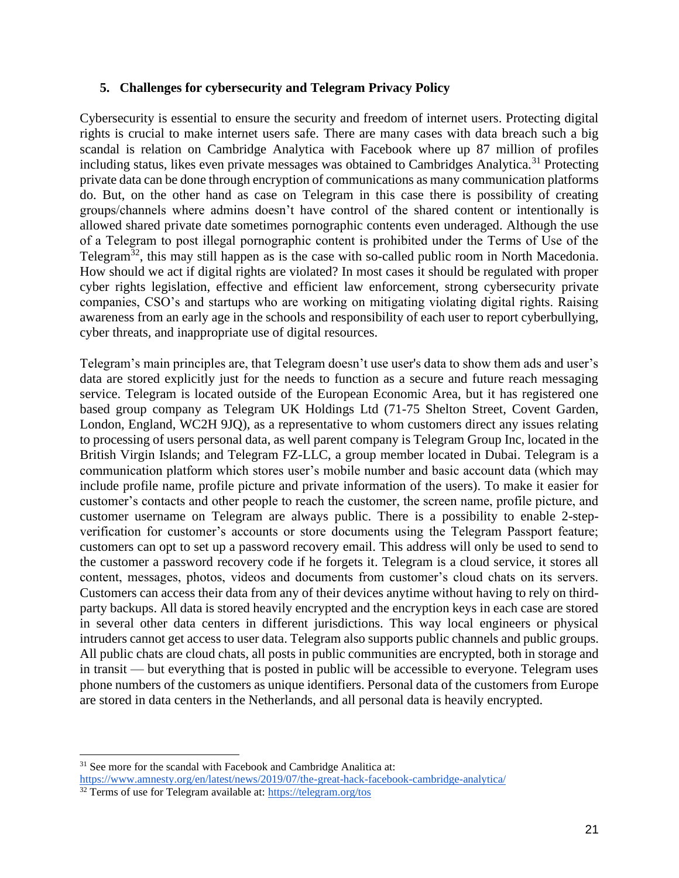## 5. Challenges for cybersecurity and Telegram Privacy Policy

Cybersecurity is essential to ensure the security and freedom of internet users. Protecting digital rights is crucial to make internet users safe. There are many cases with data breach such a big scandal is relation on Cambridge Analytica with Facebook where up 87 million of profiles including status, likes even private messages was obtained to Cambridges Analytica.[31] Protecting private data can be done through encryption of communications as many communication platforms do. But, on the other hand as case on Telegram in this case there is possibility of creating groups/channels where admins doesn't have control of the shared content or intentionally is allowed shared private date sometimes pornographic contents even underaged. Although the use of a Telegram to post illegal pornographic content is prohibited under the Terms of Use of the Telegram[32], this may still happen as is the case with so-called public room in North Macedonia. How should we act if digital rights are violated? In most cases it should be regulated with proper cyber rights legislation, effective and efficient law enforcement, strong cybersecurity private companies, CSO's and startups who are working on mitigating violating digital rights. Raising awareness from an early age in the schools and responsibility of each user to report cyberbullying, cyber threats, and inappropriate use of digital resources.

Telegram's main principles are, that Telegram doesn't use user's data to show them ads and user's data are stored explicitly just for the needs to function as a secure and future reach messaging service. Telegram is located outside of the European Economic Area, but it has registered one based group company as Telegram UK Holdings Ltd (71-75 Shelton Street, Covent Garden, London, England, WC2H 9JQ), as a representative to whom customers direct any issues relating to processing of users personal data, as well parent company is Telegram Group Inc, located in the British Virgin Islands; and Telegram FZ-LLC, a group member located in Dubai. Telegram is a communication platform which stores user's mobile number and basic account data (which may include profile name, profile picture and private information of the users). To make it easier for customer's contacts and other people to reach the customer, the screen name, profile picture, and customer username on Telegram are always public. There is a possibility to enable 2-step-verification for customer's accounts or store documents using the Telegram Passport feature; customers can opt to set up a password recovery email. This address will only be used to send to the customer a password recovery code if he forgets it. Telegram is a cloud service, it stores all content, messages, photos, videos and documents from customer's cloud chats on its servers. Customers can access their data from any of their devices anytime without having to rely on third-party backups. All data is stored heavily encrypted and the encryption keys in each case are stored in several other data centers in different jurisdictions. This way local engineers or physical intruders cannot get access to user data. Telegram also supports public channels and public groups. All public chats are cloud chats, all posts in public communities are encrypted, both in storage and in transit — but everything that is posted in public will be accessible to everyone. Telegram uses phone numbers of the customers as unique identifiers. Personal data of the customers from Europe are stored in data centers in the Netherlands, and all personal data is heavily encrypted.

---

[31] See more for the scandal with Facebook and Cambridge Analitica at: https://www.amnesty.org/en/latest/news/2019/07/the-great-hack-facebook-cambridge-analytica/

[32] Terms of use for Telegram available at: https://telegram.org/tos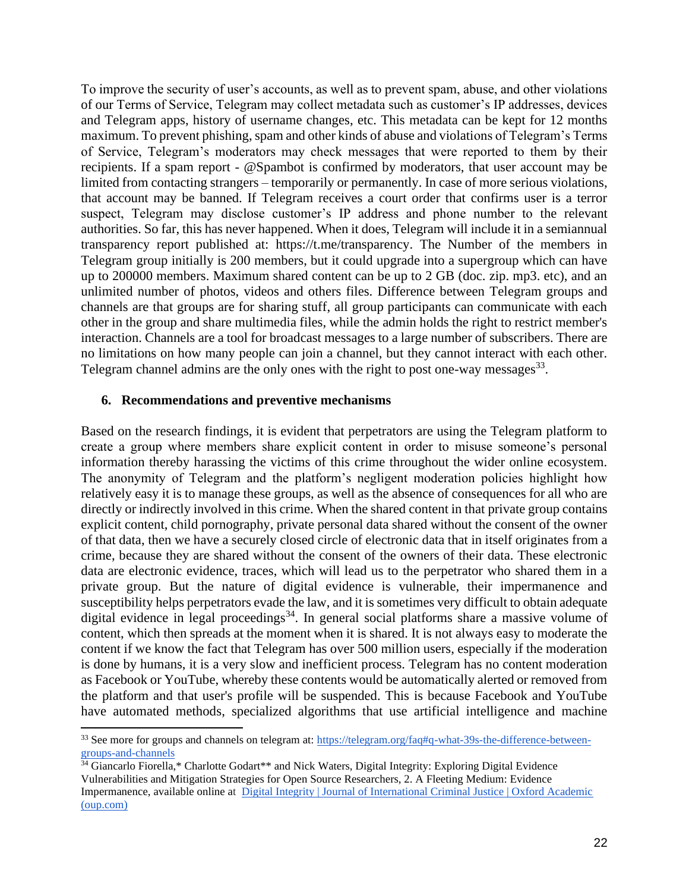To improve the security of user's accounts, as well as to prevent spam, abuse, and other violations of our Terms of Service, Telegram may collect metadata such as customer's IP addresses, devices and Telegram apps, history of username changes, etc. This metadata can be kept for 12 months maximum. To prevent phishing, spam and other kinds of abuse and violations of Telegram's Terms of Service, Telegram's moderators may check messages that were reported to them by their recipients. If a spam report - @Spambot is confirmed by moderators, that user account may be limited from contacting strangers – temporarily or permanently. In case of more serious violations, that account may be banned. If Telegram receives a court order that confirms user is a terror suspect, Telegram may disclose customer's IP address and phone number to the relevant authorities. So far, this has never happened. When it does, Telegram will include it in a semiannual transparency report published at: https://t.me/transparency. The Number of the members in Telegram group initially is 200 members, but it could upgrade into a supergroup which can have up to 200000 members. Maximum shared content can be up to 2 GB (doc. zip. mp3. etc), and an unlimited number of photos, videos and others files. Difference between Telegram groups and channels are that groups are for sharing stuff, all group participants can communicate with each other in the group and share multimedia files, while the admin holds the right to restrict member's interaction. Channels are a tool for broadcast messages to a large number of subscribers. There are no limitations on how many people can join a channel, but they cannot interact with each other. Telegram channel admins are the only ones with the right to post one-way messages[33].

## 6. Recommendations and preventive mechanisms

Based on the research findings, it is evident that perpetrators are using the Telegram platform to create a group where members share explicit content in order to misuse someone's personal information thereby harassing the victims of this crime throughout the wider online ecosystem. The anonymity of Telegram and the platform's negligent moderation policies highlight how relatively easy it is to manage these groups, as well as the absence of consequences for all who are directly or indirectly involved in this crime. When the shared content in that private group contains explicit content, child pornography, private personal data shared without the consent of the owner of that data, then we have a securely closed circle of electronic data that in itself originates from a crime, because they are shared without the consent of the owners of their data. These electronic data are electronic evidence, traces, which will lead us to the perpetrator who shared them in a private group. But the nature of digital evidence is vulnerable, their impermanence and susceptibility helps perpetrators evade the law, and it is sometimes very difficult to obtain adequate digital evidence in legal proceedings[34]. In general social platforms share a massive volume of content, which then spreads at the moment when it is shared. It is not always easy to moderate the content if we know the fact that Telegram has over 500 million users, especially if the moderation is done by humans, it is a very slow and inefficient process. Telegram has no content moderation as Facebook or YouTube, whereby these contents would be automatically alerted or removed from the platform and that user's profile will be suspended. This is because Facebook and YouTube have automated methods, specialized algorithms that use artificial intelligence and machine

---

[33] See more for groups and channels on telegram at: [https://telegram.org/faq#q-what-39s-the-difference-between-groups-and-channels](https://telegram.org/faq#q-what-39s-the-difference-between-groups-and-channels)

[34] Giancarlo Fiorella,* Charlotte Godart** and Nick Waters, Digital Integrity: Exploring Digital Evidence Vulnerabilities and Mitigation Strategies for Open Source Researchers, 2. A Fleeting Medium: Evidence Impermanence, available online at Digital Integrity | Journal of International Criminal Justice | Oxford Academic (oup.com)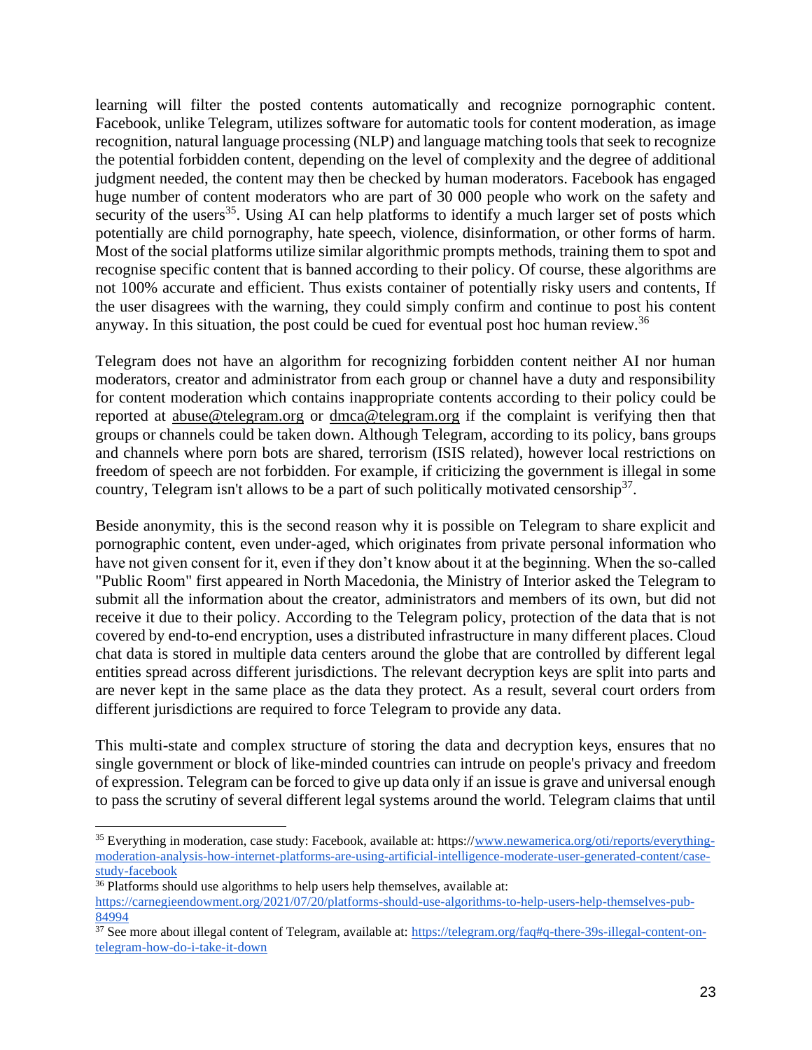learning will filter the posted contents automatically and recognize pornographic content. Facebook, unlike Telegram, utilizes software for automatic tools for content moderation, as image recognition, natural language processing (NLP) and language matching tools that seek to recognize the potential forbidden content, depending on the level of complexity and the degree of additional judgment needed, the content may then be checked by human moderators. Facebook has engaged huge number of content moderators who are part of 30 000 people who work on the safety and security of the users[35]. Using AI can help platforms to identify a much larger set of posts which potentially are child pornography, hate speech, violence, disinformation, or other forms of harm. Most of the social platforms utilize similar algorithmic prompts methods, training them to spot and recognise specific content that is banned according to their policy. Of course, these algorithms are not 100% accurate and efficient. Thus exists container of potentially risky users and contents, If the user disagrees with the warning, they could simply confirm and continue to post his content anyway. In this situation, the post could be cued for eventual post hoc human review.[36]

Telegram does not have an algorithm for recognizing forbidden content neither AI nor human moderators, creator and administrator from each group or channel have a duty and responsibility for content moderation which contains inappropriate contents according to their policy could be reported at abuse@telegram.org or dmca@telegram.org if the complaint is verifying then that groups or channels could be taken down. Although Telegram, according to its policy, bans groups and channels where porn bots are shared, terrorism (ISIS related), however local restrictions on freedom of speech are not forbidden. For example, if criticizing the government is illegal in some country, Telegram isn't allows to be a part of such politically motivated censorship[37].

Beside anonymity, this is the second reason why it is possible on Telegram to share explicit and pornographic content, even under-aged, which originates from private personal information who have not given consent for it, even if they don't know about it at the beginning. When the so-called "Public Room" first appeared in North Macedonia, the Ministry of Interior asked the Telegram to submit all the information about the creator, administrators and members of its own, but did not receive it due to their policy. According to the Telegram policy, protection of the data that is not covered by end-to-end encryption, uses a distributed infrastructure in many different places. Cloud chat data is stored in multiple data centers around the globe that are controlled by different legal entities spread across different jurisdictions. The relevant decryption keys are split into parts and are never kept in the same place as the data they protect. As a result, several court orders from different jurisdictions are required to force Telegram to provide any data.

This multi-state and complex structure of storing the data and decryption keys, ensures that no single government or block of like-minded countries can intrude on people's privacy and freedom of expression. Telegram can be forced to give up data only if an issue is grave and universal enough to pass the scrutiny of several different legal systems around the world. Telegram claims that until

---

[35] Everything in moderation, case study: Facebook, available at: https://www.newamerica.org/oti/reports/everything-moderation-analysis-how-internet-platforms-are-using-artificial-intelligence-moderate-user-generated-content/case-study-facebook

[36] Platforms should use algorithms to help users help themselves, available at: https://carnegieendowment.org/2021/07/20/platforms-should-use-algorithms-to-help-users-help-themselves-pub-84994

[37] See more about illegal content of Telegram, available at: https://telegram.org/faq#q-there-39s-illegal-content-on-telegram-how-do-i-take-it-down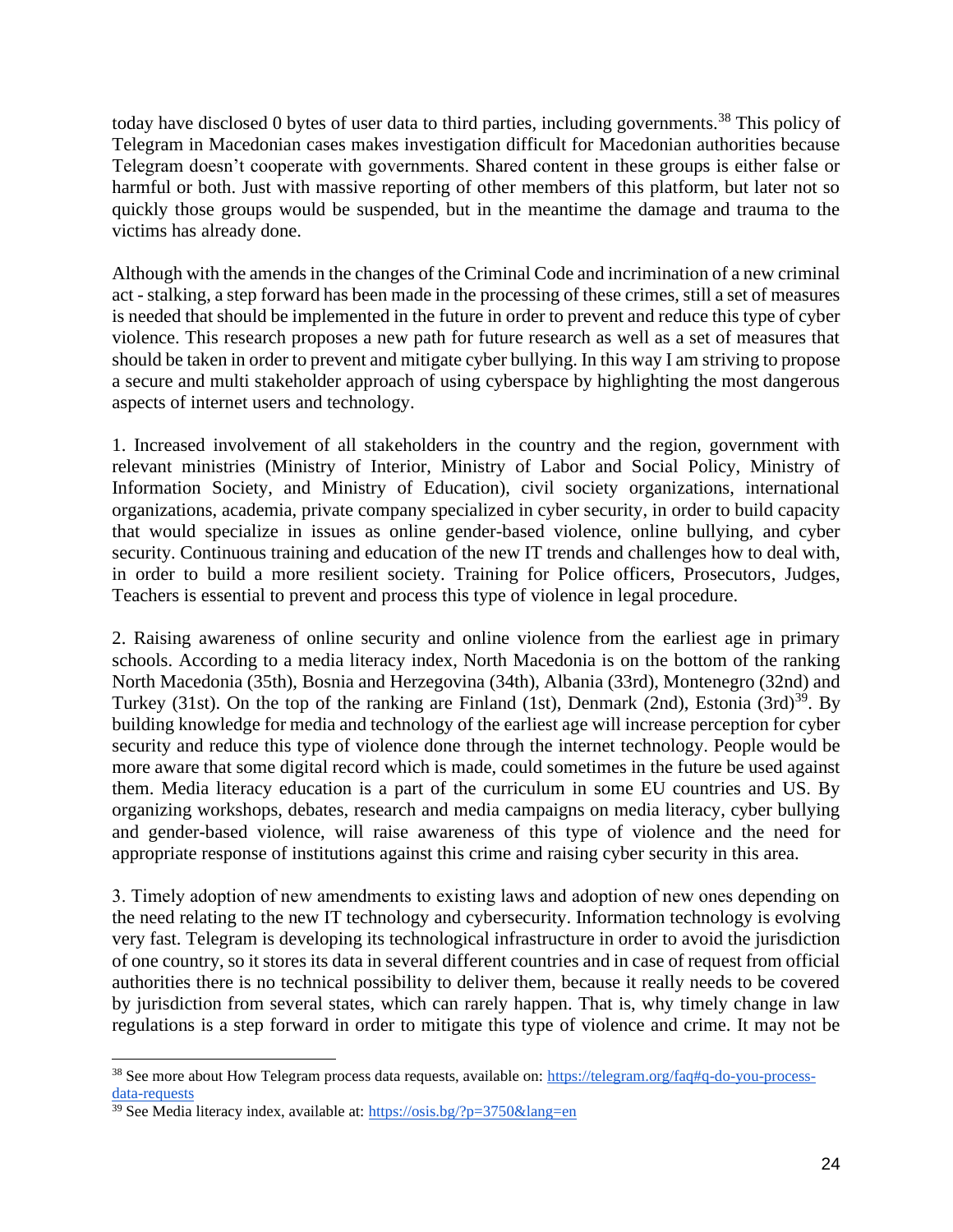today have disclosed 0 bytes of user data to third parties, including governments.[38] This policy of Telegram in Macedonian cases makes investigation difficult for Macedonian authorities because Telegram doesn't cooperate with governments. Shared content in these groups is either false or harmful or both. Just with massive reporting of other members of this platform, but later not so quickly those groups would be suspended, but in the meantime the damage and trauma to the victims has already done.

Although with the amends in the changes of the Criminal Code and incrimination of a new criminal act - stalking, a step forward has been made in the processing of these crimes, still a set of measures is needed that should be implemented in the future in order to prevent and reduce this type of cyber violence. This research proposes a new path for future research as well as a set of measures that should be taken in order to prevent and mitigate cyber bullying. In this way I am striving to propose a secure and multi stakeholder approach of using cyberspace by highlighting the most dangerous aspects of internet users and technology.

1. Increased involvement of all stakeholders in the country and the region, government with relevant ministries (Ministry of Interior, Ministry of Labor and Social Policy, Ministry of Information Society, and Ministry of Education), civil society organizations, international organizations, academia, private company specialized in cyber security, in order to build capacity that would specialize in issues as online gender-based violence, online bullying, and cyber security. Continuous training and education of the new IT trends and challenges how to deal with, in order to build a more resilient society. Training for Police officers, Prosecutors, Judges, Teachers is essential to prevent and process this type of violence in legal procedure.

2. Raising awareness of online security and online violence from the earliest age in primary schools. According to a media literacy index, North Macedonia is on the bottom of the ranking North Macedonia (35th), Bosnia and Herzegovina (34th), Albania (33rd), Montenegro (32nd) and Turkey (31st). On the top of the ranking are Finland (1st), Denmark (2nd), Estonia (3rd)[39]. By building knowledge for media and technology of the earliest age will increase perception for cyber security and reduce this type of violence done through the internet technology. People would be more aware that some digital record which is made, could sometimes in the future be used against them. Media literacy education is a part of the curriculum in some EU countries and US. By organizing workshops, debates, research and media campaigns on media literacy, cyber bullying and gender-based violence, will raise awareness of this type of violence and the need for appropriate response of institutions against this crime and raising cyber security in this area.

3. Timely adoption of new amendments to existing laws and adoption of new ones depending on the need relating to the new IT technology and cybersecurity. Information technology is evolving very fast. Telegram is developing its technological infrastructure in order to avoid the jurisdiction of one country, so it stores its data in several different countries and in case of request from official authorities there is no technical possibility to deliver them, because it really needs to be covered by jurisdiction from several states, which can rarely happen. That is, why timely change in law regulations is a step forward in order to mitigate this type of violence and crime. It may not be

---

[38] See more about How Telegram process data requests, available on: https://telegram.org/faq#q-do-you-process-data-requests

[39] See Media literacy index, available at: https://osis.bg/?p=3750&lang=en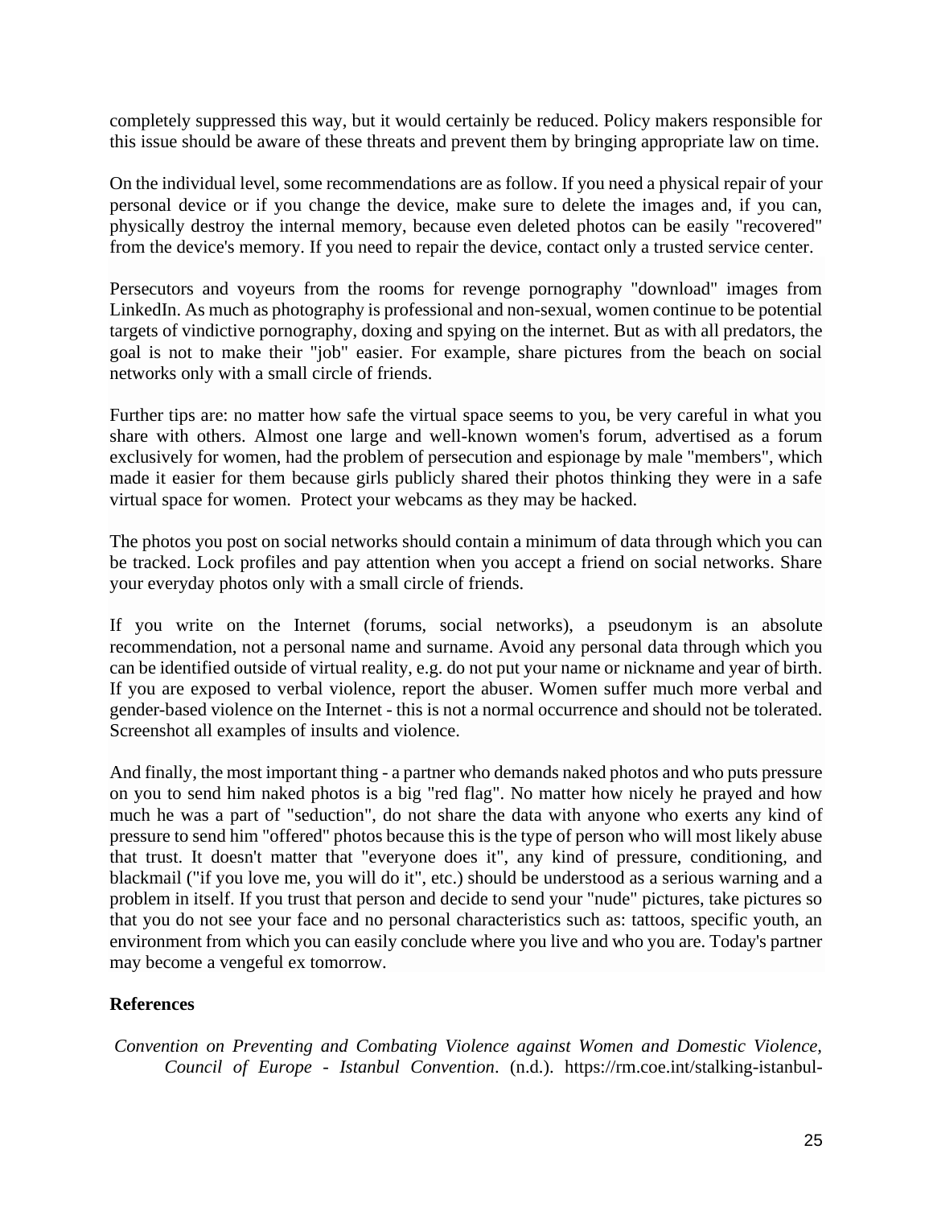completely suppressed this way, but it would certainly be reduced. Policy makers responsible for this issue should be aware of these threats and prevent them by bringing appropriate law on time.

On the individual level, some recommendations are as follow. If you need a physical repair of your personal device or if you change the device, make sure to delete the images and, if you can, physically destroy the internal memory, because even deleted photos can be easily "recovered" from the device's memory. If you need to repair the device, contact only a trusted service center.

Persecutors and voyeurs from the rooms for revenge pornography "download" images from LinkedIn. As much as photography is professional and non-sexual, women continue to be potential targets of vindictive pornography, doxing and spying on the internet. But as with all predators, the goal is not to make their "job" easier. For example, share pictures from the beach on social networks only with a small circle of friends.

Further tips are: no matter how safe the virtual space seems to you, be very careful in what you share with others. Almost one large and well-known women's forum, advertised as a forum exclusively for women, had the problem of persecution and espionage by male "members", which made it easier for them because girls publicly shared their photos thinking they were in a safe virtual space for women. Protect your webcams as they may be hacked.

The photos you post on social networks should contain a minimum of data through which you can be tracked. Lock profiles and pay attention when you accept a friend on social networks. Share your everyday photos only with a small circle of friends.

If you write on the Internet (forums, social networks), a pseudonym is an absolute recommendation, not a personal name and surname. Avoid any personal data through which you can be identified outside of virtual reality, e.g. do not put your name or nickname and year of birth. If you are exposed to verbal violence, report the abuser. Women suffer much more verbal and gender-based violence on the Internet - this is not a normal occurrence and should not be tolerated. Screenshot all examples of insults and violence.

And finally, the most important thing - a partner who demands naked photos and who puts pressure on you to send him naked photos is a big "red flag". No matter how nicely he prayed and how much he was a part of "seduction", do not share the data with anyone who exerts any kind of pressure to send him "offered" photos because this is the type of person who will most likely abuse that trust. It doesn't matter that "everyone does it", any kind of pressure, conditioning, and blackmail ("if you love me, you will do it", etc.) should be understood as a serious warning and a problem in itself. If you trust that person and decide to send your "nude" pictures, take pictures so that you do not see your face and no personal characteristics such as: tattoos, specific youth, an environment from which you can easily conclude where you live and who you are. Today's partner may become a vengeful ex tomorrow.

**References**

*Convention on Preventing and Combating Violence against Women and Domestic Violence, Council of Europe - Istanbul Convention*. (n.d.). https://rm.coe.int/stalking-istanbul-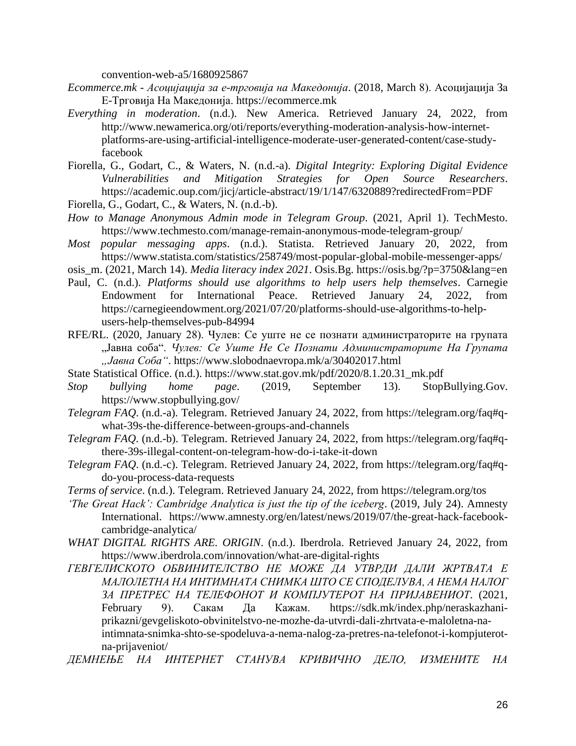convention-web-a5/1680925867

*Ecommerce.mk - Асоцијација за е-трговија на Македонија*. (2018, March 8). Асоцијација За Е-Трговија На Македонија. https://ecommerce.mk

*Everything in moderation*. (n.d.). New America. Retrieved January 24, 2022, from http://www.newamerica.org/oti/reports/everything-moderation-analysis-how-internet-platforms-are-using-artificial-intelligence-moderate-user-generated-content/case-study-facebook

Fiorella, G., Godart, C., & Waters, N. (n.d.-a). *Digital Integrity: Exploring Digital Evidence Vulnerabilities and Mitigation Strategies for Open Source Researchers*. https://academic.oup.com/jicj/article-abstract/19/1/147/6320889?redirectedFrom=PDF

Fiorella, G., Godart, C., & Waters, N. (n.d.-b).

*How to Manage Anonymous Admin mode in Telegram Group*. (2021, April 1). TechMesto. https://www.techmesto.com/manage-remain-anonymous-mode-telegram-group/

*Most popular messaging apps*. (n.d.). Statista. Retrieved January 20, 2022, from https://www.statista.com/statistics/258749/most-popular-global-mobile-messenger-apps/

osis_m. (2021, March 14). *Media literacy index 2021*. Osis.Bg. https://osis.bg/?p=3750&lang=en

Paul, C. (n.d.). *Platforms should use algorithms to help users help themselves*. Carnegie Endowment for International Peace. Retrieved January 24, 2022, from https://carnegieendowment.org/2021/07/20/platforms-should-use-algorithms-to-help-users-help-themselves-pub-84994

RFE/RL. (2020, January 28). Чулев: Се уште не се познати администраторите на групата „Јавна соба“. *Чулев: Се Уште Не Се Познати Администраторите На Групата „Јавна Соба“*. https://www.slobodnaevropa.mk/a/30402017.html

State Statistical Office. (n.d.). https://www.stat.gov.mk/pdf/2020/8.1.20.31_mk.pdf

*Stop bullying home page*. (2019, September 13). StopBullying.Gov. https://www.stopbullying.gov/

*Telegram FAQ*. (n.d.-a). Telegram. Retrieved January 24, 2022, from https://telegram.org/faq#q-what-39s-the-difference-between-groups-and-channels

*Telegram FAQ*. (n.d.-b). Telegram. Retrieved January 24, 2022, from https://telegram.org/faq#q-there-39s-illegal-content-on-telegram-how-do-i-take-it-down

*Telegram FAQ*. (n.d.-c). Telegram. Retrieved January 24, 2022, from https://telegram.org/faq#q-do-you-process-data-requests

*Terms of service*. (n.d.). Telegram. Retrieved January 24, 2022, from https://telegram.org/tos

*'The Great Hack': Cambridge Analytica is just the tip of the iceberg*. (2019, July 24). Amnesty International. https://www.amnesty.org/en/latest/news/2019/07/the-great-hack-facebook-cambridge-analytica/

*WHAT DIGITAL RIGHTS ARE. ORIGIN*. (n.d.). Iberdrola. Retrieved January 24, 2022, from https://www.iberdrola.com/innovation/what-are-digital-rights

*ГЕВГЕЛИСКОТО ОБВИНИТЕЛСТВО НЕ МОЖЕ ДА УТВРДИ ДАЛИ ЖРТВАТА Е МАЛОЛЕТНА НА ИНТИМНАТА СНИМКА ШТО СЕ СПОДЕЛУВА, А НЕМА НАЛОГ ЗА ПРЕТРЕС НА ТЕЛЕФОНОТ И КОМПЈУТЕРОТ НА ПРИЈАВЕНИОТ*. (2021, February 9). Сакам Да Кажам. https://sdk.mk/index.php/neraskazhani-prikazni/gevgeliskoto-obvinitelstvo-ne-mozhe-da-utvrdi-dali-zhrtvata-e-maloletna-na-intimnata-snimka-shto-se-spodeluva-a-nema-nalog-za-pretres-na-telefonot-i-kompjuterot-na-prijaveniot/

*ДЕМНЕЊЕ НА ИНТЕРНЕТ СТАНУВА КРИВИЧНО ДЕЛО, ИЗМЕНИТЕ НА*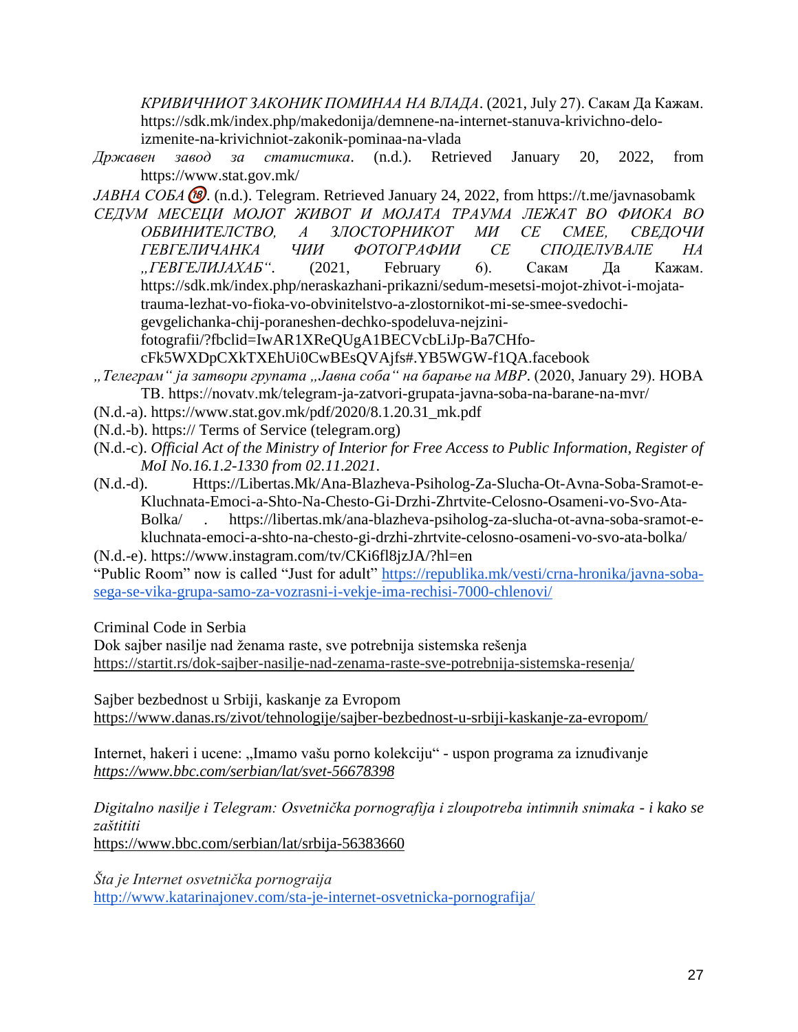*КРИВИЧНИОТ ЗАКОНИК ПОМИНАА НА ВЛАДА*. (2021, July 27). Сакам Да Кажам. https://sdk.mk/index.php/makedonija/demnene-na-internet-stanuva-krivichno-delo-izmenite-na-krivichniot-zakonik-pominaa-na-vlada

*Државен завод за статистика*. (n.d.). Retrieved January 20, 2022, from https://www.stat.gov.mk/

*ЈАВНА СОБА* 🔞. (n.d.). Telegram. Retrieved January 24, 2022, from https://t.me/javnasobamk

*СЕДУМ МЕСЕЦИ МОЈОТ ЖИВОТ И МОЈАТА ТРАУМА ЛЕЖАТ ВО ФИОКА ВО ОБВИНИТЕЛСТВО, А ЗЛОСТОРНИКОТ МИ СЕ СМЕЕ, СВЕДОЧИ ГЕВГЕЛИЧАНКА ЧИИ ФОТОГРАФИИ СЕ СПОДЕЛУВАЛЕ НА „ГЕВГЕЛИЈАХАБ“*. (2021, February 6). Сакам Да Кажам. https://sdk.mk/index.php/neraskazhani-prikazni/sedum-mesetsi-mojot-zhivot-i-mojata-trauma-lezhat-vo-fioka-vo-obvinitelstvo-a-zlostornikot-mi-se-smee-svedochi-gevgelichanka-chij-poraneshen-dechko-spodeluva-nejzini-fotografii/?fbclid=IwAR1XReQUgA1BECVcbLiJp-Ba7CHfo-cFk5WXDpCXkTXEhUi0CwBEsQVAjfs#.YB5WGW-f1QA.facebook

*„Телеграм“ ја затвори групата „Јавна соба“ на барање на МВР*. (2020, January 29). НОВА ТВ. https://novatv.mk/telegram-ja-zatvori-grupata-javna-soba-na-barane-na-mvr/

(N.d.-a). https://www.stat.gov.mk/pdf/2020/8.1.20.31_mk.pdf

(N.d.-b). https:// Terms of Service (telegram.org)

(N.d.-c). *Official Act of the Ministry of Interior for Free Access to Public Information, Register of MoI No.16.1.2-1330 from 02.11.2021*.

(N.d.-d). Https://Libertas.Mk/Ana-Blazheva-Psiholog-Za-Slucha-Ot-Avna-Soba-Sramot-e-Kluchnata-Emoci-a-Shto-Na-Chesto-Gi-Drzhi-Zhrtvite-Celosno-Osameni-vo-Svo-Ata-Bolka/ . https://libertas.mk/ana-blazheva-psiholog-za-slucha-ot-avna-soba-sramot-e-kluchnata-emoci-a-shto-na-chesto-gi-drzhi-zhrtvite-celosno-osameni-vo-svo-ata-bolka/

(N.d.-e). https://www.instagram.com/tv/CKi6fl8jzJA/?hl=en

"Public Room" now is called "Just for adult" https://republika.mk/vesti/crna-hronika/javna-soba-sega-se-vika-grupa-samo-za-vozrasni-i-vekje-ima-rechisi-7000-chlenovi/

Criminal Code in Serbia

Dok sajber nasilje nad ženama raste, sve potrebnija sistemska rešenja
https://startit.rs/dok-sajber-nasilje-nad-zenama-raste-sve-potrebnija-sistemska-resenja/

Sajber bezbednost u Srbiji, kaskanje za Evropom
https://www.danas.rs/zivot/tehnologije/sajber-bezbednost-u-srbiji-kaskanje-za-evropom/

Internet, hakeri i ucene: „Imamo vašu porno kolekciju“ - uspon programa za iznuđivanje
*https://www.bbc.com/serbian/lat/svet-56678398*

*Digitalno nasilje i Telegram: Osvetnička pornografija i zloupotreba intimnih snimaka - i kako se zaštititi*
https://www.bbc.com/serbian/lat/srbija-56383660

*Šta je Internet osvetnička pornograija*
http://www.katarinajonev.com/sta-je-internet-osvetnicka-pornografija/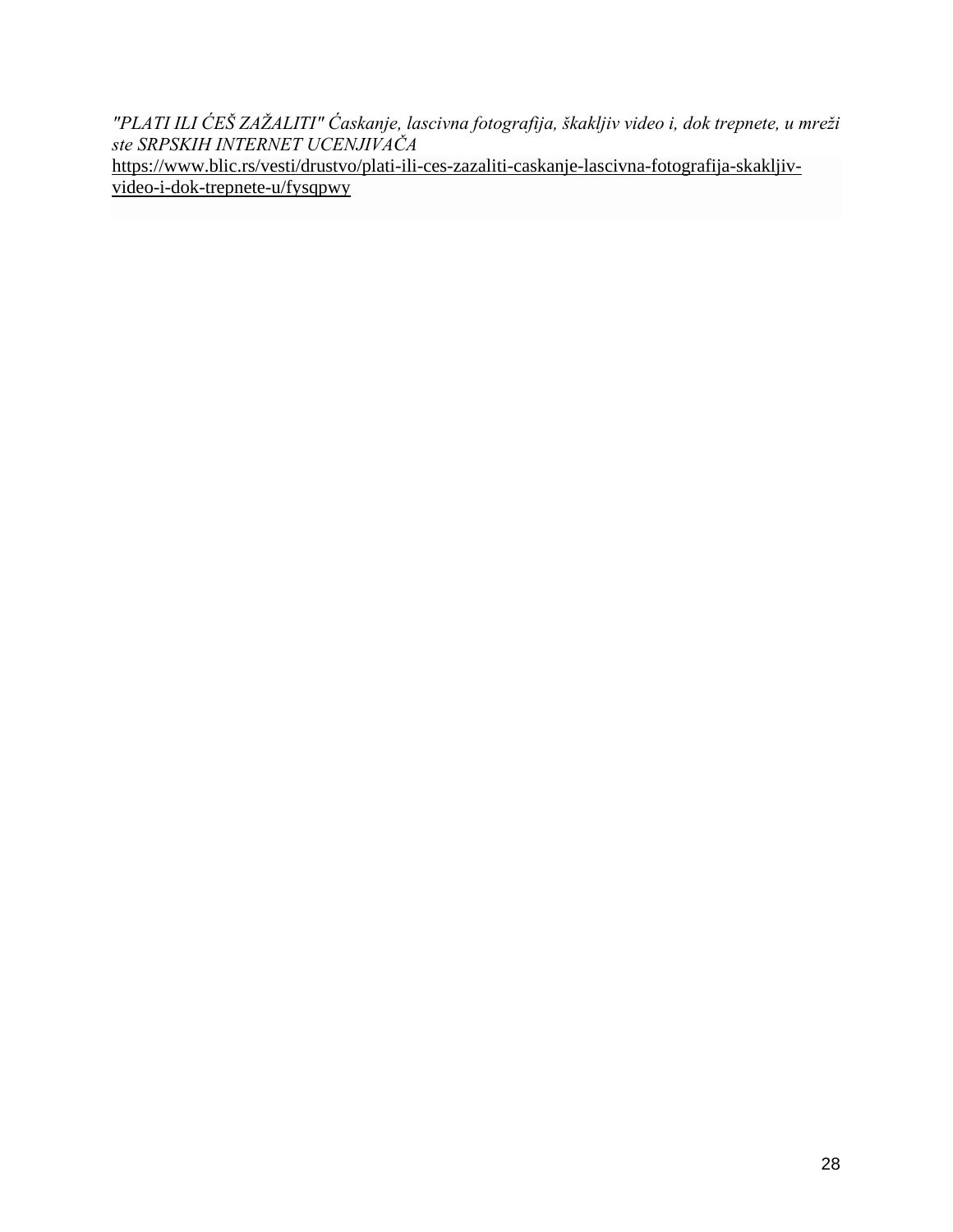*"PLATI ILI ĆEŠ ZAŽALITI" Ćaskanje, lascivna fotografija, škakljiv video i, dok trepnete, u mreži ste SRPSKIH INTERNET UCENJIVAČA*

https://www.blic.rs/vesti/drustvo/plati-ili-ces-zazaliti-caskanje-lascivna-fotografija-skakljiv-video-i-dok-trepnete-u/fysqpwy